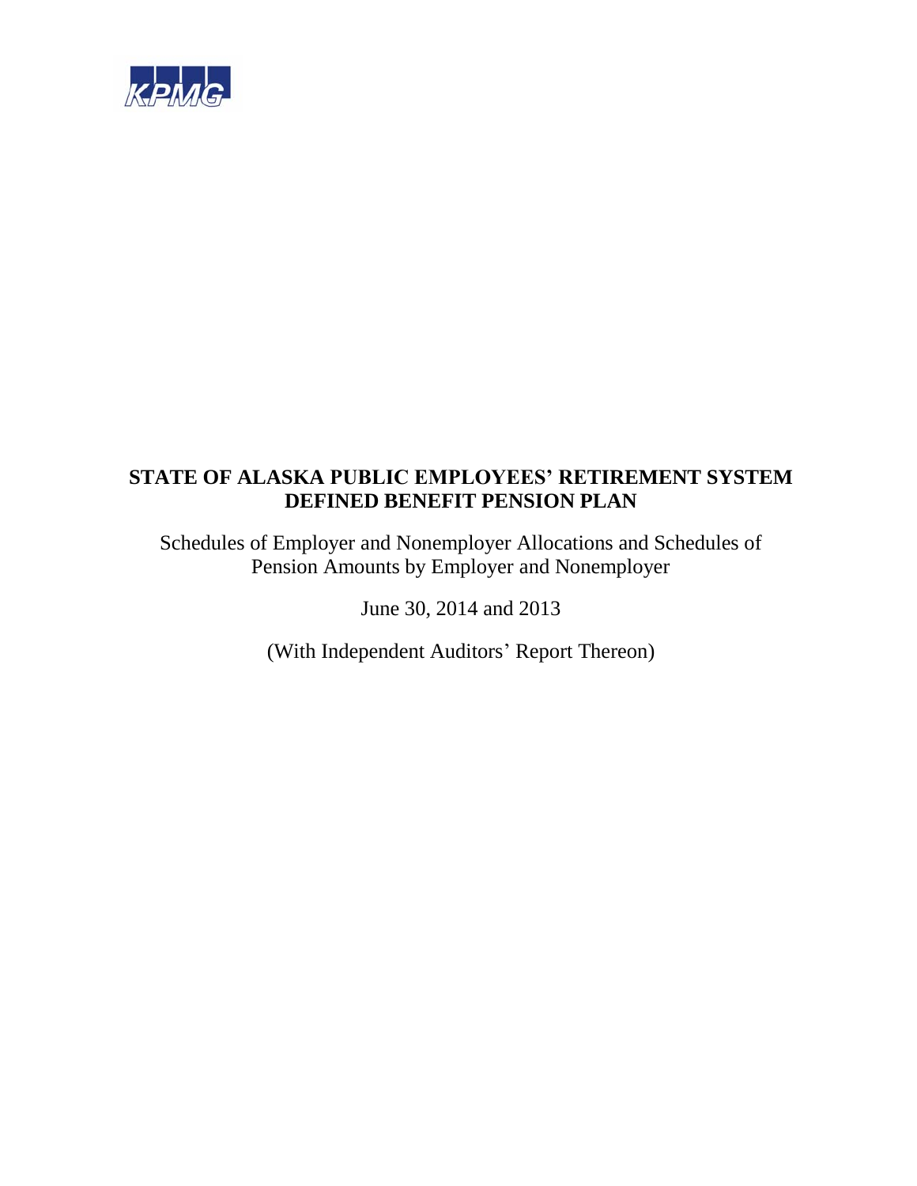KPMG

# STATE OF ALASKA PUBLIC EMPLOYEES' RETIREMENT SYSTEM DEFINED BENEFIT PENSION PLAN

Schedules of Employer and Nonemployer Allocations and Schedules of Pension Amounts by Employer and Nonemployer

June 30, 2014 and 2013

(With Independent Auditors' Report Thereon)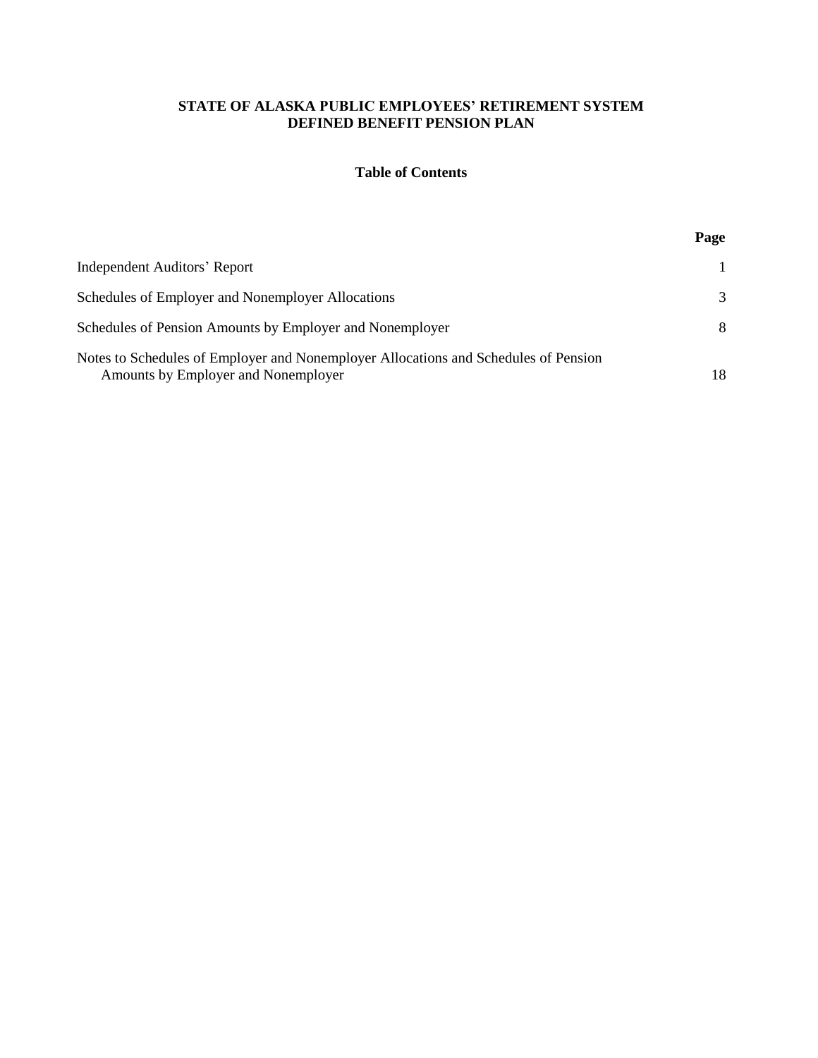# STATE OF ALASKA PUBLIC EMPLOYEES' RETIREMENT SYSTEM
# DEFINED BENEFIT PENSION PLAN

## Table of Contents

| | Page |
|---|---|
| Independent Auditors' Report | 1 |
| Schedules of Employer and Nonemployer Allocations | 3 |
| Schedules of Pension Amounts by Employer and Nonemployer | 8 |
| Notes to Schedules of Employer and Nonemployer Allocations and Schedules of Pension Amounts by Employer and Nonemployer | 18 |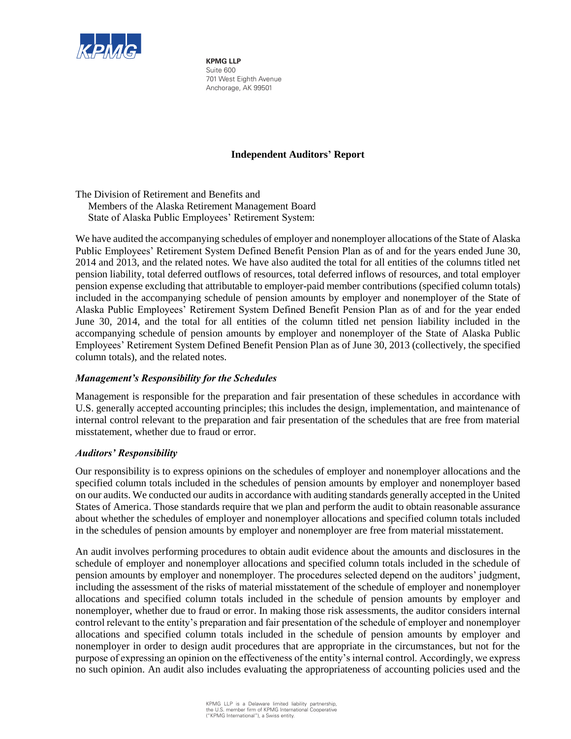**KPMG LLP**
Suite 600
701 West Eighth Avenue
Anchorage, AK 99501

## Independent Auditors' Report

The Division of Retirement and Benefits and
Members of the Alaska Retirement Management Board
State of Alaska Public Employees' Retirement System:

We have audited the accompanying schedules of employer and nonemployer allocations of the State of Alaska Public Employees' Retirement System Defined Benefit Pension Plan as of and for the years ended June 30, 2014 and 2013, and the related notes. We have also audited the total for all entities of the columns titled net pension liability, total deferred outflows of resources, total deferred inflows of resources, and total employer pension expense excluding that attributable to employer-paid member contributions (specified column totals) included in the accompanying schedule of pension amounts by employer and nonemployer of the State of Alaska Public Employees' Retirement System Defined Benefit Pension Plan as of and for the year ended June 30, 2014, and the total for all entities of the column titled net pension liability included in the accompanying schedule of pension amounts by employer and nonemployer of the State of Alaska Public Employees' Retirement System Defined Benefit Pension Plan as of June 30, 2013 (collectively, the specified column totals), and the related notes.

### *Management's Responsibility for the Schedules*

Management is responsible for the preparation and fair presentation of these schedules in accordance with U.S. generally accepted accounting principles; this includes the design, implementation, and maintenance of internal control relevant to the preparation and fair presentation of the schedules that are free from material misstatement, whether due to fraud or error.

### *Auditors' Responsibility*

Our responsibility is to express opinions on the schedules of employer and nonemployer allocations and the specified column totals included in the schedules of pension amounts by employer and nonemployer based on our audits. We conducted our audits in accordance with auditing standards generally accepted in the United States of America. Those standards require that we plan and perform the audit to obtain reasonable assurance about whether the schedules of employer and nonemployer allocations and specified column totals included in the schedules of pension amounts by employer and nonemployer are free from material misstatement.

An audit involves performing procedures to obtain audit evidence about the amounts and disclosures in the schedule of employer and nonemployer allocations and specified column totals included in the schedule of pension amounts by employer and nonemployer. The procedures selected depend on the auditors' judgment, including the assessment of the risks of material misstatement of the schedule of employer and nonemployer allocations and specified column totals included in the schedule of pension amounts by employer and nonemployer, whether due to fraud or error. In making those risk assessments, the auditor considers internal control relevant to the entity's preparation and fair presentation of the schedule of employer and nonemployer allocations and specified column totals included in the schedule of pension amounts by employer and nonemployer in order to design audit procedures that are appropriate in the circumstances, but not for the purpose of expressing an opinion on the effectiveness of the entity's internal control. Accordingly, we express no such opinion. An audit also includes evaluating the appropriateness of accounting policies used and the

KPMG LLP is a Delaware limited liability partnership, the U.S. member firm of KPMG International Cooperative ("KPMG International"), a Swiss entity.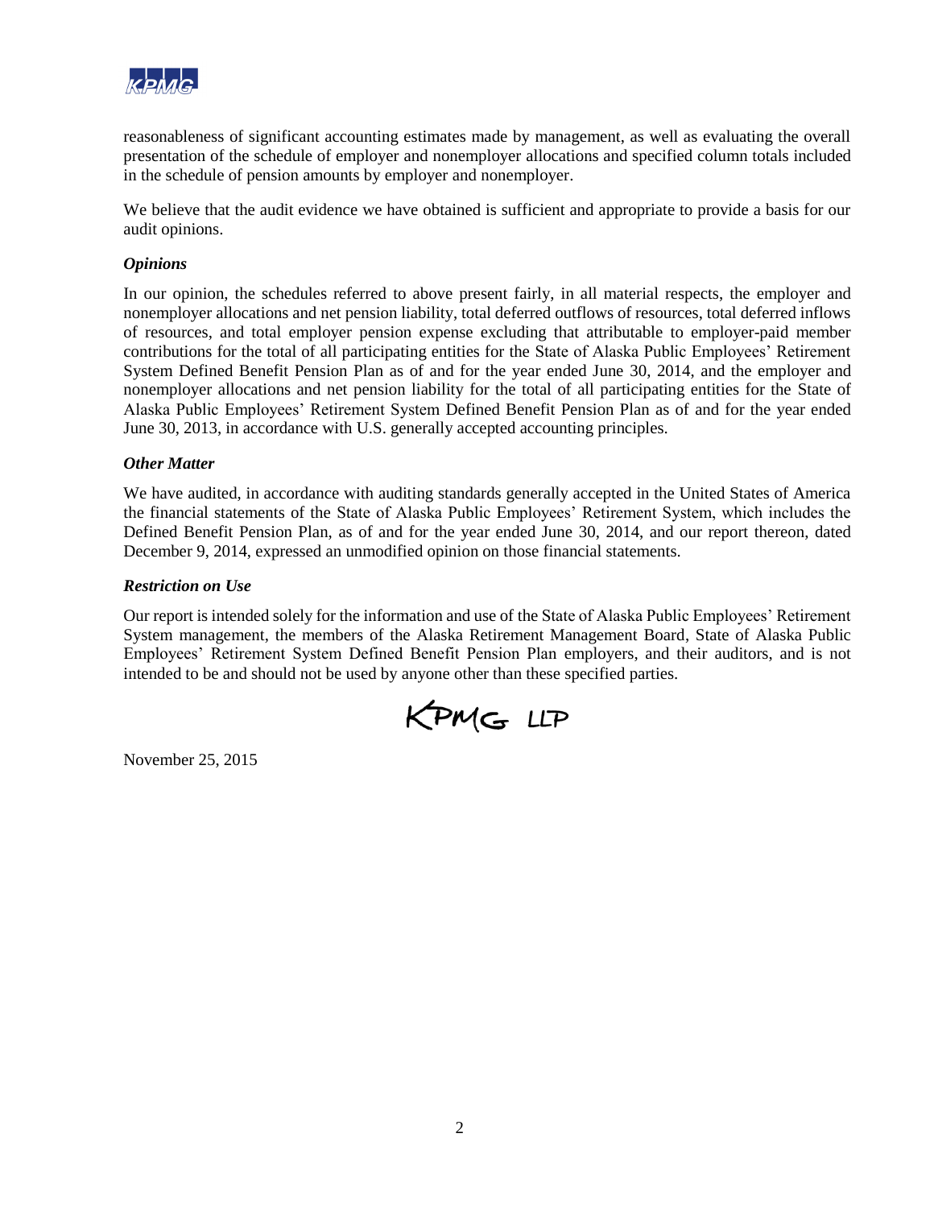reasonableness of significant accounting estimates made by management, as well as evaluating the overall presentation of the schedule of employer and nonemployer allocations and specified column totals included in the schedule of pension amounts by employer and nonemployer.

We believe that the audit evidence we have obtained is sufficient and appropriate to provide a basis for our audit opinions.

### *Opinions*

In our opinion, the schedules referred to above present fairly, in all material respects, the employer and nonemployer allocations and net pension liability, total deferred outflows of resources, total deferred inflows of resources, and total employer pension expense excluding that attributable to employer-paid member contributions for the total of all participating entities for the State of Alaska Public Employees' Retirement System Defined Benefit Pension Plan as of and for the year ended June 30, 2014, and the employer and nonemployer allocations and net pension liability for the total of all participating entities for the State of Alaska Public Employees' Retirement System Defined Benefit Pension Plan as of and for the year ended June 30, 2013, in accordance with U.S. generally accepted accounting principles.

### *Other Matter*

We have audited, in accordance with auditing standards generally accepted in the United States of America the financial statements of the State of Alaska Public Employees' Retirement System, which includes the Defined Benefit Pension Plan, as of and for the year ended June 30, 2014, and our report thereon, dated December 9, 2014, expressed an unmodified opinion on those financial statements.

### *Restriction on Use*

Our report is intended solely for the information and use of the State of Alaska Public Employees' Retirement System management, the members of the Alaska Retirement Management Board, State of Alaska Public Employees' Retirement System Defined Benefit Pension Plan employers, and their auditors, and is not intended to be and should not be used by anyone other than these specified parties.

KPMG LLP

November 25, 2015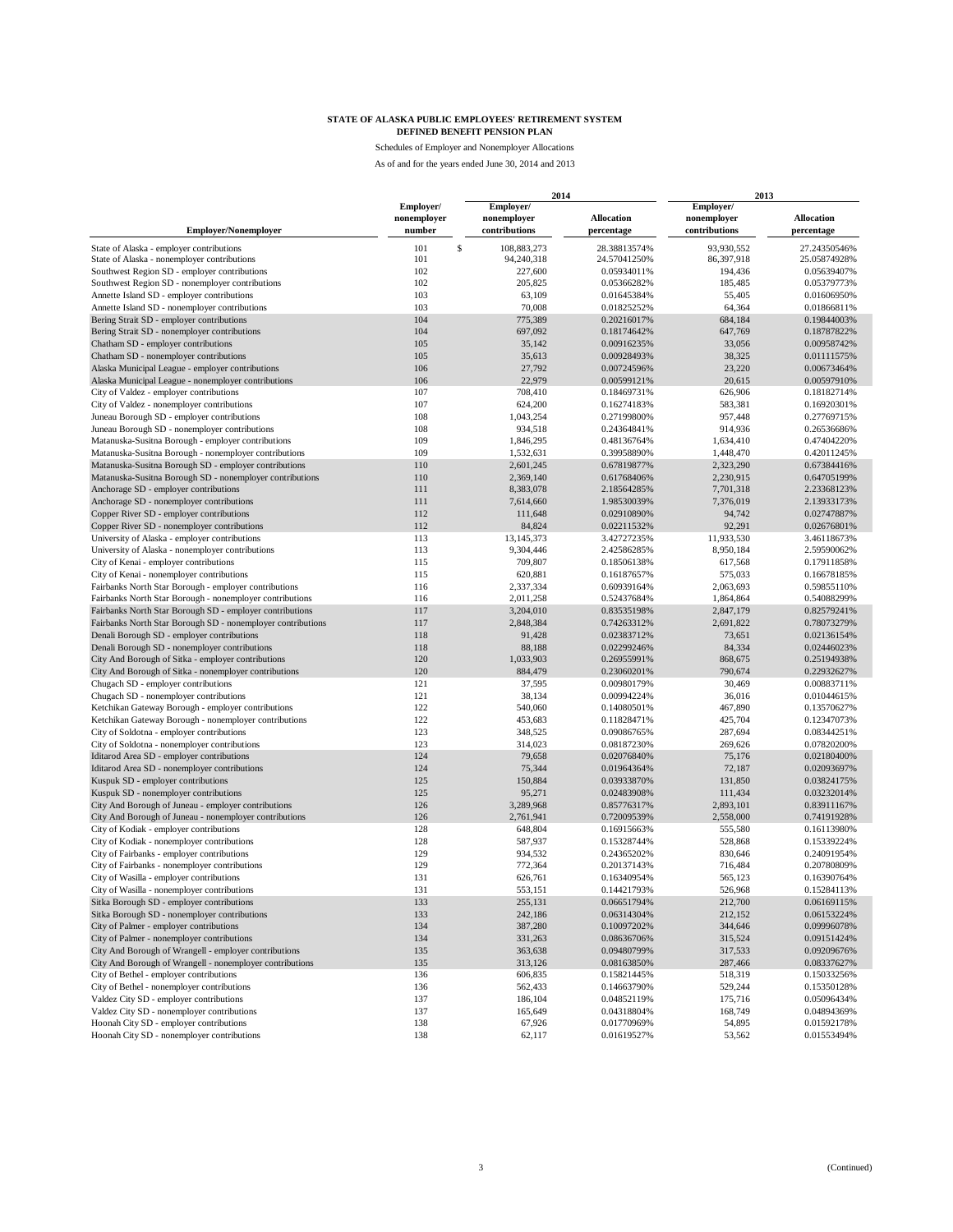**STATE OF ALASKA PUBLIC EMPLOYEES' RETIREMENT SYSTEM**
**DEFINED BENEFIT PENSION PLAN**

Schedules of Employer and Nonemployer Allocations

As of and for the years ended June 30, 2014 and 2013

| Employer/Nonemployer | Employer/ nonemployer number | 2014 Employer/ nonemployer contributions | 2014 Allocation percentage | 2013 Employer/ nonemployer contributions | 2013 Allocation percentage |
|---|---|---|---|---|---|
| State of Alaska - employer contributions | 101 | $ 108,883,273 | 28.38813574% | 93,930,552 | 27.24350546% |
| State of Alaska - nonemployer contributions | 101 | 94,240,318 | 24.57041250% | 86,397,918 | 25.05874928% |
| Southwest Region SD - employer contributions | 102 | 227,600 | 0.05934011% | 194,436 | 0.05639407% |
| Southwest Region SD - nonemployer contributions | 102 | 205,825 | 0.05366282% | 185,485 | 0.05379773% |
| Annette Island SD - employer contributions | 103 | 63,109 | 0.01645384% | 55,405 | 0.01606950% |
| Annette Island SD - nonemployer contributions | 103 | 70,008 | 0.01825252% | 64,364 | 0.01866811% |
| Bering Strait SD - employer contributions | 104 | 775,389 | 0.20216017% | 684,184 | 0.19844003% |
| Bering Strait SD - nonemployer contributions | 104 | 697,092 | 0.18174642% | 647,769 | 0.18787822% |
| Chatham SD - employer contributions | 105 | 35,142 | 0.00916235% | 33,056 | 0.00958742% |
| Chatham SD - nonemployer contributions | 105 | 35,613 | 0.00928493% | 38,325 | 0.01111575% |
| Alaska Municipal League - employer contributions | 106 | 27,792 | 0.00724596% | 23,220 | 0.00673464% |
| Alaska Municipal League - nonemployer contributions | 106 | 22,979 | 0.00599121% | 20,615 | 0.00597910% |
| City of Valdez - employer contributions | 107 | 708,410 | 0.18469731% | 626,906 | 0.18182714% |
| City of Valdez - nonemployer contributions | 107 | 624,200 | 0.16274183% | 583,381 | 0.16920301% |
| Juneau Borough SD - employer contributions | 108 | 1,043,254 | 0.27199800% | 957,448 | 0.27769715% |
| Juneau Borough SD - nonemployer contributions | 108 | 934,518 | 0.24364841% | 914,936 | 0.26536686% |
| Matanuska-Susitna Borough - employer contributions | 109 | 1,846,295 | 0.48136764% | 1,634,410 | 0.47404220% |
| Matanuska-Susitna Borough - nonemployer contributions | 109 | 1,532,631 | 0.39958890% | 1,448,470 | 0.42011245% |
| Matanuska-Susitna Borough SD - employer contributions | 110 | 2,601,245 | 0.67819877% | 2,323,290 | 0.67384416% |
| Matanuska-Susitna Borough SD - nonemployer contributions | 110 | 2,369,140 | 0.61768406% | 2,230,915 | 0.64705199% |
| Anchorage SD - employer contributions | 111 | 8,383,078 | 2.18564285% | 7,701,318 | 2.23368123% |
| Anchorage SD - nonemployer contributions | 111 | 7,614,660 | 1.98530039% | 7,376,019 | 2.13933173% |
| Copper River SD - employer contributions | 112 | 111,648 | 0.02910890% | 94,742 | 0.02747887% |
| Copper River SD - nonemployer contributions | 112 | 84,824 | 0.02211532% | 92,291 | 0.02676801% |
| University of Alaska - employer contributions | 113 | 13,145,373 | 3.42727235% | 11,933,530 | 3.46118673% |
| University of Alaska - nonemployer contributions | 113 | 9,304,446 | 2.42586285% | 8,950,184 | 2.59590062% |
| City of Kenai - employer contributions | 115 | 709,807 | 0.18506138% | 617,568 | 0.17911858% |
| City of Kenai - nonemployer contributions | 115 | 620,881 | 0.16187657% | 575,033 | 0.16678185% |
| Fairbanks North Star Borough - employer contributions | 116 | 2,337,334 | 0.60939164% | 2,063,693 | 0.59855110% |
| Fairbanks North Star Borough - nonemployer contributions | 116 | 2,011,258 | 0.52437684% | 1,864,864 | 0.54088299% |
| Fairbanks North Star Borough SD - employer contributions | 117 | 3,204,010 | 0.83535198% | 2,847,179 | 0.82579241% |
| Fairbanks North Star Borough SD - nonemployer contributions | 117 | 2,848,384 | 0.74263312% | 2,691,822 | 0.78073279% |
| Denali Borough SD - employer contributions | 118 | 91,428 | 0.02383712% | 73,651 | 0.02136154% |
| Denali Borough SD - nonemployer contributions | 118 | 88,188 | 0.02299246% | 84,334 | 0.02446023% |
| City And Borough of Sitka - employer contributions | 120 | 1,033,903 | 0.26955991% | 868,675 | 0.25194938% |
| City And Borough of Sitka - nonemployer contributions | 120 | 884,479 | 0.23060201% | 790,674 | 0.22932627% |
| Chugach SD - employer contributions | 121 | 37,595 | 0.00980179% | 30,469 | 0.00883711% |
| Chugach SD - nonemployer contributions | 121 | 38,134 | 0.00994224% | 36,016 | 0.01044615% |
| Ketchikan Gateway Borough - employer contributions | 122 | 540,060 | 0.14080501% | 467,890 | 0.13570627% |
| Ketchikan Gateway Borough - nonemployer contributions | 122 | 453,683 | 0.11828471% | 425,704 | 0.12347073% |
| City of Soldotna - employer contributions | 123 | 348,525 | 0.09086765% | 287,694 | 0.08344251% |
| City of Soldotna - nonemployer contributions | 123 | 314,023 | 0.08187230% | 269,626 | 0.07820200% |
| Iditarod Area SD - employer contributions | 124 | 79,658 | 0.02076840% | 75,176 | 0.02180400% |
| Iditarod Area SD - nonemployer contributions | 124 | 75,344 | 0.01964364% | 72,187 | 0.02093697% |
| Kuspuk SD - employer contributions | 125 | 150,884 | 0.03933870% | 131,850 | 0.03824175% |
| Kuspuk SD - nonemployer contributions | 125 | 95,271 | 0.02483908% | 111,434 | 0.03232014% |
| City And Borough of Juneau - employer contributions | 126 | 3,289,968 | 0.85776317% | 2,893,101 | 0.83911167% |
| City And Borough of Juneau - nonemployer contributions | 126 | 2,761,941 | 0.72009539% | 2,558,000 | 0.74191928% |
| City of Kodiak - employer contributions | 128 | 648,804 | 0.16915663% | 555,580 | 0.16113980% |
| City of Kodiak - nonemployer contributions | 128 | 587,937 | 0.15328744% | 528,868 | 0.15339224% |
| City of Fairbanks - employer contributions | 129 | 934,532 | 0.24365202% | 830,646 | 0.24091954% |
| City of Fairbanks - nonemployer contributions | 129 | 772,364 | 0.20137143% | 716,484 | 0.20780809% |
| City of Wasilla - employer contributions | 131 | 626,761 | 0.16340954% | 565,123 | 0.16390764% |
| City of Wasilla - nonemployer contributions | 131 | 553,151 | 0.14421793% | 526,968 | 0.15284113% |
| Sitka Borough SD - employer contributions | 133 | 255,131 | 0.06651794% | 212,700 | 0.06169115% |
| Sitka Borough SD - nonemployer contributions | 133 | 242,186 | 0.06314304% | 212,152 | 0.06153224% |
| City of Palmer - employer contributions | 134 | 387,280 | 0.10097202% | 344,646 | 0.09996078% |
| City of Palmer - nonemployer contributions | 134 | 331,263 | 0.08636706% | 315,524 | 0.09151424% |
| City And Borough of Wrangell - employer contributions | 135 | 363,638 | 0.09480799% | 317,533 | 0.09209676% |
| City And Borough of Wrangell - nonemployer contributions | 135 | 313,126 | 0.08163850% | 287,466 | 0.08337627% |
| City of Bethel - employer contributions | 136 | 606,835 | 0.15821445% | 518,319 | 0.15033256% |
| City of Bethel - nonemployer contributions | 136 | 562,433 | 0.14663790% | 529,244 | 0.15350128% |
| Valdez City SD - employer contributions | 137 | 186,104 | 0.04852119% | 175,716 | 0.05096434% |
| Valdez City SD - nonemployer contributions | 137 | 165,649 | 0.04318804% | 168,749 | 0.04894369% |
| Hoonah City SD - employer contributions | 138 | 67,926 | 0.01770969% | 54,895 | 0.01592178% |
| Hoonah City SD - nonemployer contributions | 138 | 62,117 | 0.01619527% | 53,562 | 0.01553494% |

(Continued)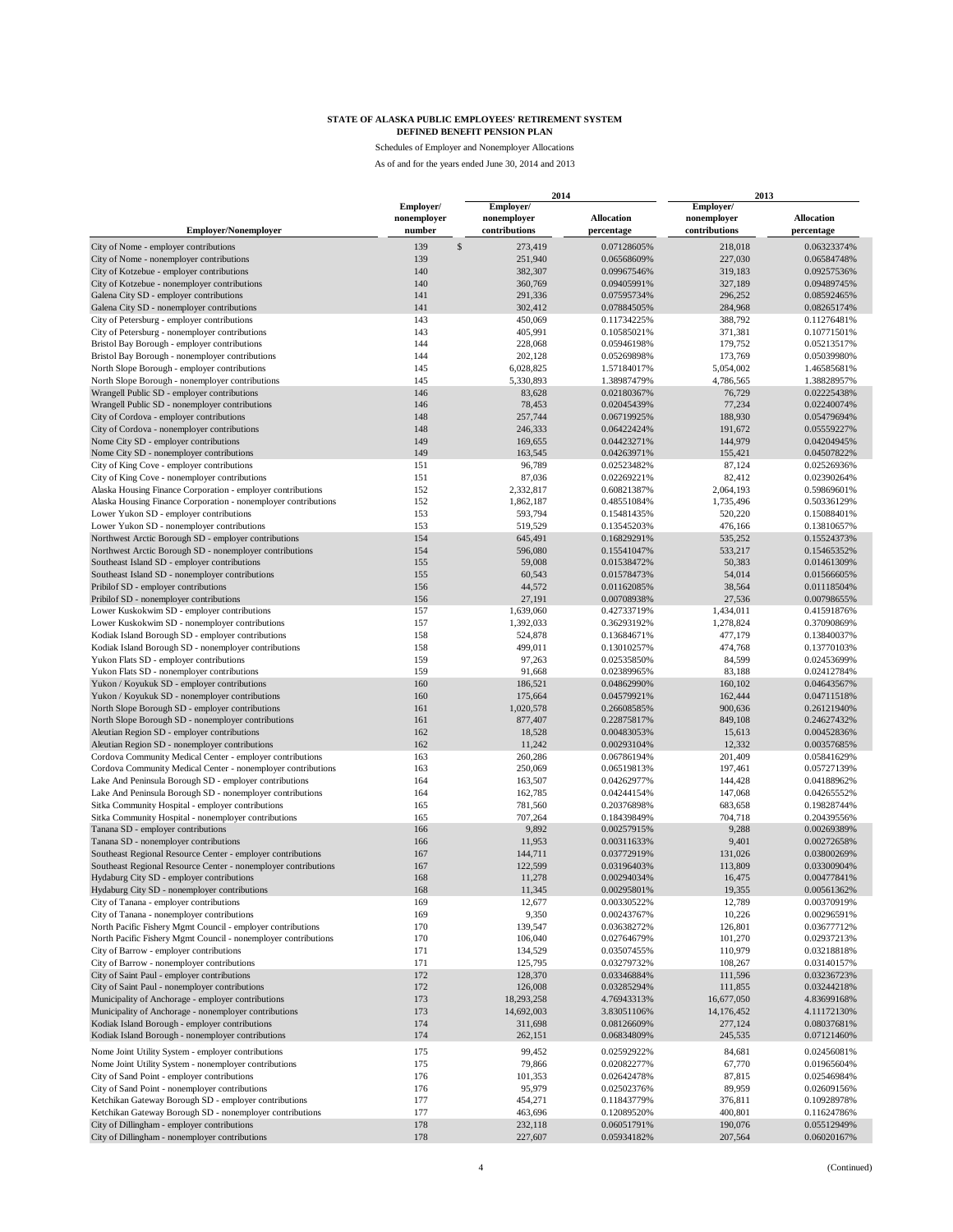**STATE OF ALASKA PUBLIC EMPLOYEES' RETIREMENT SYSTEM**
**DEFINED BENEFIT PENSION PLAN**

Schedules of Employer and Nonemployer Allocations

As of and for the years ended June 30, 2014 and 2013

| Employer/Nonemployer | Employer/ nonemployer number | 2014 Employer/ nonemployer contributions | 2014 Allocation percentage | 2013 Employer/ nonemployer contributions | 2013 Allocation percentage |
|---|---|---|---|---|---|
| City of Nome - employer contributions | 139 | $ 273,419 | 0.07128605% | 218,018 | 0.06323374% |
| City of Nome - nonemployer contributions | 139 | 251,940 | 0.06568609% | 227,030 | 0.06584748% |
| City of Kotzebue - employer contributions | 140 | 382,307 | 0.09967546% | 319,183 | 0.09257536% |
| City of Kotzebue - nonemployer contributions | 140 | 360,769 | 0.09405991% | 327,189 | 0.09489745% |
| Galena City SD - employer contributions | 141 | 291,336 | 0.07595734% | 296,252 | 0.08592465% |
| Galena City SD - nonemployer contributions | 141 | 302,412 | 0.07884505% | 284,968 | 0.08265174% |
| City of Petersburg - employer contributions | 143 | 450,069 | 0.11734225% | 388,792 | 0.11276481% |
| City of Petersburg - nonemployer contributions | 143 | 405,991 | 0.10585021% | 371,381 | 0.10771501% |
| Bristol Bay Borough - employer contributions | 144 | 228,068 | 0.05946198% | 179,752 | 0.05213517% |
| Bristol Bay Borough - nonemployer contributions | 144 | 202,128 | 0.05269898% | 173,769 | 0.05039980% |
| North Slope Borough - employer contributions | 145 | 6,028,825 | 1.57184017% | 5,054,002 | 1.46585681% |
| North Slope Borough - nonemployer contributions | 145 | 5,330,893 | 1.38987479% | 4,786,565 | 1.38828957% |
| Wrangell Public SD - employer contributions | 146 | 83,628 | 0.02180367% | 76,729 | 0.02225438% |
| Wrangell Public SD - nonemployer contributions | 146 | 78,453 | 0.02045439% | 77,234 | 0.02240074% |
| City of Cordova - employer contributions | 148 | 257,744 | 0.06719925% | 188,930 | 0.05479694% |
| City of Cordova - nonemployer contributions | 148 | 246,333 | 0.06422424% | 191,672 | 0.05559227% |
| Nome City SD - employer contributions | 149 | 169,655 | 0.04423271% | 144,979 | 0.04204945% |
| Nome City SD - nonemployer contributions | 149 | 163,545 | 0.04263971% | 155,421 | 0.04507822% |
| City of King Cove - employer contributions | 151 | 96,789 | 0.02523482% | 87,124 | 0.02526936% |
| City of King Cove - nonemployer contributions | 151 | 87,036 | 0.02269221% | 82,412 | 0.02390264% |
| Alaska Housing Finance Corporation - employer contributions | 152 | 2,332,817 | 0.60821387% | 2,064,193 | 0.59869601% |
| Alaska Housing Finance Corporation - nonemployer contributions | 152 | 1,862,187 | 0.48551084% | 1,735,496 | 0.50336129% |
| Lower Yukon SD - employer contributions | 153 | 593,794 | 0.15481435% | 520,220 | 0.15088401% |
| Lower Yukon SD - nonemployer contributions | 153 | 519,529 | 0.13545203% | 476,166 | 0.13810657% |
| Northwest Arctic Borough SD - employer contributions | 154 | 645,491 | 0.16829291% | 535,252 | 0.15524373% |
| Northwest Arctic Borough SD - nonemployer contributions | 154 | 596,080 | 0.15541047% | 533,217 | 0.15465352% |
| Southeast Island SD - employer contributions | 155 | 59,008 | 0.01538472% | 50,383 | 0.01461309% |
| Southeast Island SD - nonemployer contributions | 155 | 60,543 | 0.01578473% | 54,014 | 0.01566605% |
| Pribilof SD - employer contributions | 156 | 44,572 | 0.01162085% | 38,564 | 0.01118504% |
| Pribilof SD - nonemployer contributions | 156 | 27,191 | 0.00708938% | 27,536 | 0.00798655% |
| Lower Kuskokwim SD - employer contributions | 157 | 1,639,060 | 0.42733719% | 1,434,011 | 0.41591876% |
| Lower Kuskokwim SD - nonemployer contributions | 157 | 1,392,033 | 0.36293192% | 1,278,824 | 0.37090869% |
| Kodiak Island Borough SD - employer contributions | 158 | 524,878 | 0.13684671% | 477,179 | 0.13840037% |
| Kodiak Island Borough SD - nonemployer contributions | 158 | 499,011 | 0.13010257% | 474,768 | 0.13770103% |
| Yukon Flats SD - employer contributions | 159 | 97,263 | 0.02535850% | 84,599 | 0.02453699% |
| Yukon Flats SD - nonemployer contributions | 159 | 91,668 | 0.02389965% | 83,188 | 0.02412784% |
| Yukon / Koyukuk SD - employer contributions | 160 | 186,521 | 0.04862990% | 160,102 | 0.04643567% |
| Yukon / Koyukuk SD - nonemployer contributions | 160 | 175,664 | 0.04579921% | 162,444 | 0.04711518% |
| North Slope Borough SD - employer contributions | 161 | 1,020,578 | 0.26608585% | 900,636 | 0.26121940% |
| North Slope Borough SD - nonemployer contributions | 161 | 877,407 | 0.22875817% | 849,108 | 0.24627432% |
| Aleutian Region SD - employer contributions | 162 | 18,528 | 0.00483053% | 15,613 | 0.00452836% |
| Aleutian Region SD - nonemployer contributions | 162 | 11,242 | 0.00293104% | 12,332 | 0.00357685% |
| Cordova Community Medical Center - employer contributions | 163 | 260,286 | 0.06786194% | 201,409 | 0.05841629% |
| Cordova Community Medical Center - nonemployer contributions | 163 | 250,069 | 0.06519813% | 197,461 | 0.05727139% |
| Lake And Peninsula Borough SD - employer contributions | 164 | 163,507 | 0.04262977% | 144,428 | 0.04188962% |
| Lake And Peninsula Borough SD - nonemployer contributions | 164 | 162,785 | 0.04244154% | 147,068 | 0.04265552% |
| Sitka Community Hospital - employer contributions | 165 | 781,560 | 0.20376898% | 683,658 | 0.19828744% |
| Sitka Community Hospital - nonemployer contributions | 165 | 707,264 | 0.18439849% | 704,718 | 0.20439556% |
| Tanana SD - employer contributions | 166 | 9,892 | 0.00257915% | 9,288 | 0.00269389% |
| Tanana SD - nonemployer contributions | 166 | 11,953 | 0.00311633% | 9,401 | 0.00272658% |
| Southeast Regional Resource Center - employer contributions | 167 | 144,711 | 0.03772919% | 131,026 | 0.03800269% |
| Southeast Regional Resource Center - nonemployer contributions | 167 | 122,599 | 0.03196403% | 113,809 | 0.03300904% |
| Hydaburg City SD - employer contributions | 168 | 11,278 | 0.00294034% | 16,475 | 0.00477841% |
| Hydaburg City SD - nonemployer contributions | 168 | 11,345 | 0.00295801% | 19,355 | 0.00561362% |
| City of Tanana - employer contributions | 169 | 12,677 | 0.00330522% | 12,789 | 0.00370919% |
| City of Tanana - nonemployer contributions | 169 | 9,350 | 0.00243767% | 10,226 | 0.00296591% |
| North Pacific Fishery Mgmt Council - employer contributions | 170 | 139,547 | 0.03638272% | 126,801 | 0.03677712% |
| North Pacific Fishery Mgmt Council - nonemployer contributions | 170 | 106,040 | 0.02764679% | 101,270 | 0.02937213% |
| City of Barrow - employer contributions | 171 | 134,529 | 0.03507455% | 110,979 | 0.03218818% |
| City of Barrow - nonemployer contributions | 171 | 125,795 | 0.03279732% | 108,267 | 0.03140157% |
| City of Saint Paul - employer contributions | 172 | 128,370 | 0.03346884% | 111,596 | 0.03236723% |
| City of Saint Paul - nonemployer contributions | 172 | 126,008 | 0.03285294% | 111,855 | 0.03244218% |
| Municipality of Anchorage - employer contributions | 173 | 18,293,258 | 4.76943313% | 16,677,050 | 4.83699168% |
| Municipality of Anchorage - nonemployer contributions | 173 | 14,692,003 | 3.83051106% | 14,176,452 | 4.11172130% |
| Kodiak Island Borough - employer contributions | 174 | 311,698 | 0.08126609% | 277,124 | 0.08037681% |
| Kodiak Island Borough - nonemployer contributions | 174 | 262,151 | 0.06834809% | 245,535 | 0.07121460% |
| Nome Joint Utility System - employer contributions | 175 | 99,452 | 0.02592922% | 84,681 | 0.02456081% |
| Nome Joint Utility System - nonemployer contributions | 175 | 79,866 | 0.02082277% | 67,770 | 0.01965604% |
| City of Sand Point - employer contributions | 176 | 101,353 | 0.02642478% | 87,815 | 0.02546984% |
| City of Sand Point - nonemployer contributions | 176 | 95,979 | 0.02502376% | 89,959 | 0.02609156% |
| Ketchikan Gateway Borough SD - employer contributions | 177 | 454,271 | 0.11843779% | 376,811 | 0.10928978% |
| Ketchikan Gateway Borough SD - nonemployer contributions | 177 | 463,696 | 0.12089520% | 400,801 | 0.11624786% |
| City of Dillingham - employer contributions | 178 | 232,118 | 0.06051791% | 190,076 | 0.05512949% |
| City of Dillingham - nonemployer contributions | 178 | 227,607 | 0.05934182% | 207,564 | 0.06020167% |

(Continued)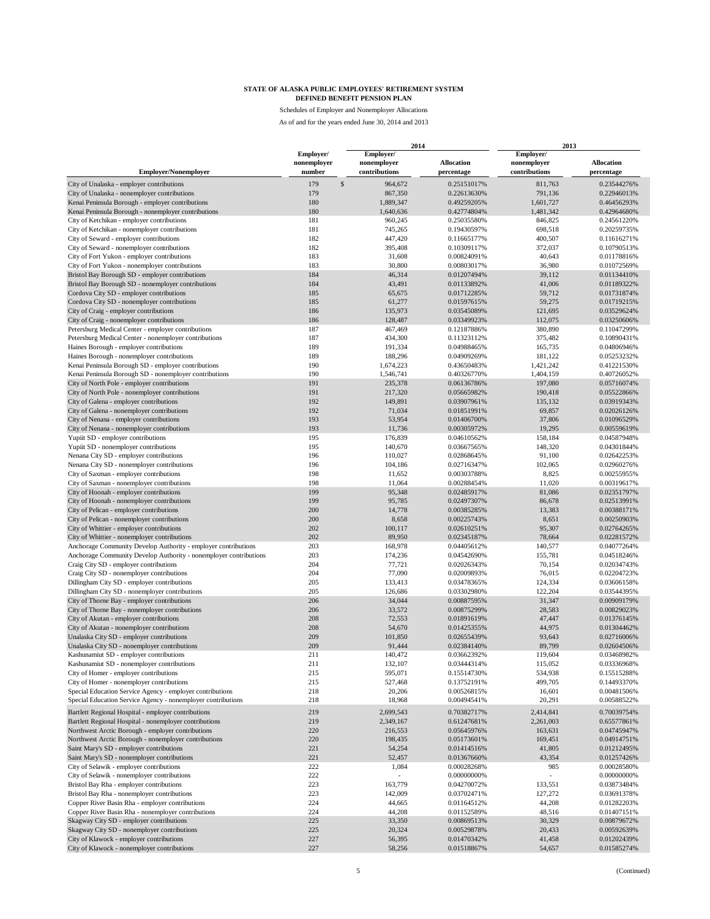**STATE OF ALASKA PUBLIC EMPLOYEES' RETIREMENT SYSTEM**
**DEFINED BENEFIT PENSION PLAN**

Schedules of Employer and Nonemployer Allocations

As of and for the years ended June 30, 2014 and 2013

| Employer/Nonemployer | Employer/ nonemployer number | 2014 Employer/ nonemployer contributions | 2014 Allocation percentage | 2013 Employer/ nonemployer contributions | 2013 Allocation percentage |
|---|---|---|---|---|---|
| City of Unalaska - employer contributions | 179 | $ 964,672 | 0.25151017% | 811,763 | 0.23544276% |
| City of Unalaska - nonemployer contributions | 179 | 867,350 | 0.22613630% | 791,136 | 0.22946013% |
| Kenai Peninsula Borough - employer contributions | 180 | 1,889,347 | 0.49259205% | 1,601,727 | 0.46456293% |
| Kenai Peninsula Borough - nonemployer contributions | 180 | 1,640,636 | 0.42774804% | 1,481,342 | 0.42964680% |
| City of Ketchikan - employer contributions | 181 | 960,245 | 0.25035580% | 846,825 | 0.24561220% |
| City of Ketchikan - nonemployer contributions | 181 | 745,265 | 0.19430597% | 698,518 | 0.20259735% |
| City of Seward - employer contributions | 182 | 447,420 | 0.11665177% | 400,507 | 0.11616271% |
| City of Seward - nonemployer contributions | 182 | 395,408 | 0.10309117% | 372,037 | 0.10790513% |
| City of Fort Yukon - employer contributions | 183 | 31,608 | 0.00824091% | 40,643 | 0.01178816% |
| City of Fort Yukon - nonemployer contributions | 183 | 30,800 | 0.00803017% | 36,980 | 0.01072569% |
| Bristol Bay Borough SD - employer contributions | 184 | 46,314 | 0.01207494% | 39,112 | 0.01134410% |
| Bristol Bay Borough SD - nonemployer contributions | 184 | 43,491 | 0.01133892% | 41,006 | 0.01189322% |
| Cordova City SD - employer contributions | 185 | 65,675 | 0.01712285% | 59,712 | 0.01731874% |
| Cordova City SD - nonemployer contributions | 185 | 61,277 | 0.01597615% | 59,275 | 0.01719215% |
| City of Craig - employer contributions | 186 | 135,973 | 0.03545089% | 121,695 | 0.03529624% |
| City of Craig - nonemployer contributions | 186 | 128,487 | 0.03349923% | 112,075 | 0.03250606% |
| Petersburg Medical Center - employer contributions | 187 | 467,469 | 0.12187886% | 380,890 | 0.11047299% |
| Petersburg Medical Center - nonemployer contributions | 187 | 434,300 | 0.11323112% | 375,482 | 0.10890431% |
| Haines Borough - employer contributions | 189 | 191,334 | 0.04988465% | 165,735 | 0.04806946% |
| Haines Borough - nonemployer contributions | 189 | 188,296 | 0.04909269% | 181,122 | 0.05253232% |
| Kenai Peninsula Borough SD - employer contributions | 190 | 1,674,223 | 0.43650483% | 1,421,242 | 0.41221530% |
| Kenai Peninsula Borough SD - nonemployer contributions | 190 | 1,546,741 | 0.40326770% | 1,404,159 | 0.40726052% |
| City of North Pole - employer contributions | 191 | 235,378 | 0.06136786% | 197,080 | 0.05716074% |
| City of North Pole - nonemployer contributions | 191 | 217,320 | 0.05665982% | 190,418 | 0.05522866% |
| City of Galena - employer contributions | 192 | 149,891 | 0.03907961% | 135,132 | 0.03919343% |
| City of Galena - nonemployer contributions | 192 | 71,034 | 0.01851991% | 69,857 | 0.02026126% |
| City of Nenana - employer contributions | 193 | 53,954 | 0.01406700% | 37,806 | 0.01096529% |
| City of Nenana - nonemployer contributions | 193 | 11,736 | 0.00305972% | 19,295 | 0.00559619% |
| Yupiit SD - employer contributions | 195 | 176,839 | 0.04610562% | 158,184 | 0.04587948% |
| Yupiit SD - nonemployer contributions | 195 | 140,670 | 0.03667565% | 148,320 | 0.04301844% |
| Nenana City SD - employer contributions | 196 | 110,027 | 0.02868645% | 91,100 | 0.02642253% |
| Nenana City SD - nonemployer contributions | 196 | 104,186 | 0.02716347% | 102,065 | 0.02960276% |
| City of Saxman - employer contributions | 198 | 11,652 | 0.00303788% | 8,825 | 0.00255955% |
| City of Saxman - nonemployer contributions | 198 | 11,064 | 0.00288454% | 11,020 | 0.00319617% |
| City of Hoonah - employer contributions | 199 | 95,348 | 0.02485917% | 81,086 | 0.02351797% |
| City of Hoonah - nonemployer contributions | 199 | 95,785 | 0.02497307% | 86,678 | 0.02513991% |
| City of Pelican - employer contributions | 200 | 14,778 | 0.00385285% | 13,383 | 0.00388171% |
| City of Pelican - nonemployer contributions | 200 | 8,658 | 0.00225743% | 8,651 | 0.00250903% |
| City of Whittier - employer contributions | 202 | 100,117 | 0.02610251% | 95,307 | 0.02764265% |
| City of Whittier - nonemployer contributions | 202 | 89,950 | 0.02345187% | 78,664 | 0.02281572% |
| Anchorage Community Develop Authority - employer contributions | 203 | 168,978 | 0.04405612% | 140,577 | 0.04077264% |
| Anchorage Community Develop Authority - nonemployer contributions | 203 | 174,236 | 0.04542690% | 155,781 | 0.04518246% |
| Craig City SD - employer contributions | 204 | 77,721 | 0.02026343% | 70,154 | 0.02034743% |
| Craig City SD - nonemployer contributions | 204 | 77,090 | 0.02009893% | 76,015 | 0.02204723% |
| Dillingham City SD - employer contributions | 205 | 133,413 | 0.03478365% | 124,334 | 0.03606158% |
| Dillingham City SD - nonemployer contributions | 205 | 126,686 | 0.03302980% | 122,204 | 0.03544395% |
| City of Thorne Bay - employer contributions | 206 | 34,044 | 0.00887595% | 31,347 | 0.00909179% |
| City of Thorne Bay - nonemployer contributions | 206 | 33,572 | 0.00875299% | 28,583 | 0.00829023% |
| City of Akutan - employer contributions | 208 | 72,553 | 0.01891619% | 47,447 | 0.01376145% |
| City of Akutan - nonemployer contributions | 208 | 54,670 | 0.01425355% | 44,975 | 0.01304462% |
| Unalaska City SD - employer contributions | 209 | 101,850 | 0.02655439% | 93,643 | 0.02716006% |
| Unalaska City SD - nonemployer contributions | 209 | 91,444 | 0.02384140% | 89,799 | 0.02604506% |
| Kashunamiut SD - employer contributions | 211 | 140,472 | 0.03662392% | 119,604 | 0.03468982% |
| Kashunamiut SD - nonemployer contributions | 211 | 132,107 | 0.03444314% | 115,052 | 0.03336968% |
| City of Homer - employer contributions | 215 | 595,071 | 0.15514730% | 534,938 | 0.15515288% |
| City of Homer - nonemployer contributions | 215 | 527,468 | 0.13752191% | 499,705 | 0.14493370% |
| Special Education Service Agency - employer contributions | 218 | 20,206 | 0.00526815% | 16,601 | 0.00481506% |
| Special Education Service Agency - nonemployer contributions | 218 | 18,968 | 0.00494541% | 20,291 | 0.00588522% |
| Bartlett Regional Hospital - employer contributions | 219 | 2,699,543 | 0.70382717% | 2,414,841 | 0.70039754% |
| Bartlett Regional Hospital - nonemployer contributions | 219 | 2,349,167 | 0.61247681% | 2,261,003 | 0.65577861% |
| Northwest Arctic Borough - employer contributions | 220 | 216,553 | 0.05645976% | 163,631 | 0.04745947% |
| Northwest Arctic Borough - nonemployer contributions | 220 | 198,435 | 0.05173601% | 169,451 | 0.04914751% |
| Saint Mary's SD - employer contributions | 221 | 54,254 | 0.01414516% | 41,805 | 0.01212495% |
| Saint Mary's SD - nonemployer contributions | 221 | 52,457 | 0.01367660% | 43,354 | 0.01257426% |
| City of Selawik - employer contributions | 222 | 1,084 | 0.00028268% | 985 | 0.00028580% |
| City of Selawik - nonemployer contributions | 222 | - | 0.00000000% | - | 0.00000000% |
| Bristol Bay Rha - employer contributions | 223 | 163,779 | 0.04270072% | 133,551 | 0.03873484% |
| Bristol Bay Rha - nonemployer contributions | 223 | 142,009 | 0.03702471% | 127,272 | 0.03691378% |
| Copper River Basin Rha - employer contributions | 224 | 44,665 | 0.01164512% | 44,208 | 0.01282203% |
| Copper River Basin Rha - nonemployer contributions | 224 | 44,208 | 0.01152589% | 48,516 | 0.01407151% |
| Skagway City SD - employer contributions | 225 | 33,350 | 0.00869513% | 30,329 | 0.00879672% |
| Skagway City SD - nonemployer contributions | 225 | 20,324 | 0.00529878% | 20,433 | 0.00592639% |
| City of Klawock - employer contributions | 227 | 56,395 | 0.01470342% | 41,458 | 0.01202439% |
| City of Klawock - nonemployer contributions | 227 | 58,256 | 0.01518867% | 54,657 | 0.01585274% |

(Continued)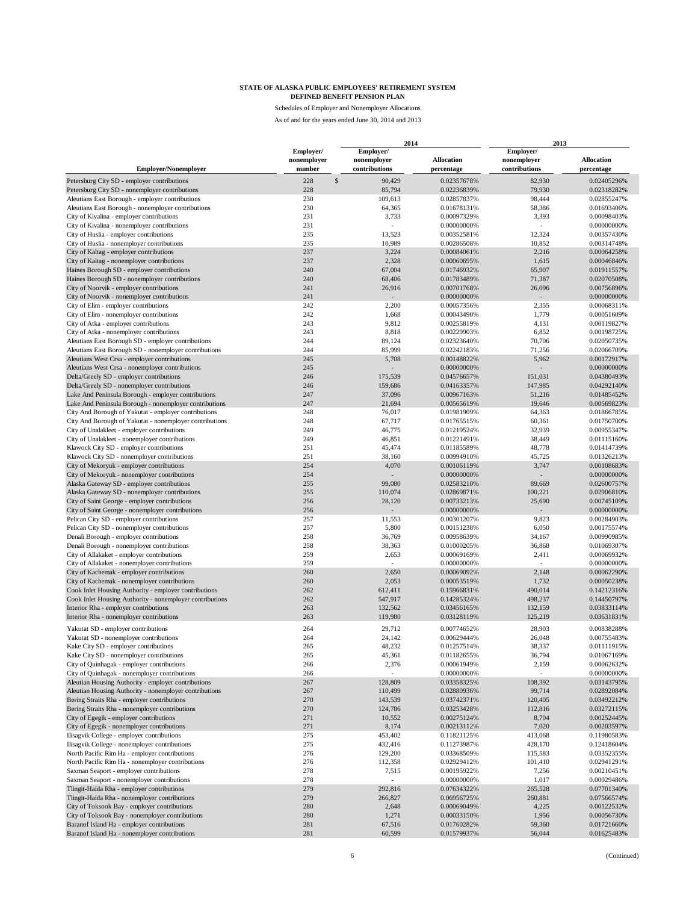**STATE OF ALASKA PUBLIC EMPLOYEES' RETIREMENT SYSTEM**
**DEFINED BENEFIT PENSION PLAN**

Schedules of Employer and Nonemployer Allocations

As of and for the years ended June 30, 2014 and 2013

| Employer/Nonemployer | Employer/ nonemployer number | 2014 Employer/ nonemployer contributions | 2014 Allocation percentage | 2013 Employer/ nonemployer contributions | 2013 Allocation percentage |
|---|---|---|---|---|---|
| Petersburg City SD - employer contributions | 228 | $ 90,429 | 0.02357678% | 82,930 | 0.02405296% |
| Petersburg City SD - nonemployer contributions | 228 | 85,794 | 0.02236839% | 79,930 | 0.02318282% |
| Aleutians East Borough - employer contributions | 230 | 109,613 | 0.02857837% | 98,444 | 0.02855247% |
| Aleutians East Borough - nonemployer contributions | 230 | 64,365 | 0.01678131% | 58,386 | 0.01693406% |
| City of Kivalina - employer contributions | 231 | 3,733 | 0.00097329% | 3,393 | 0.00098403% |
| City of Kivalina - nonemployer contributions | 231 | - | 0.00000000% | - | 0.00000000% |
| City of Huslia - employer contributions | 235 | 13,523 | 0.00352581% | 12,324 | 0.00357430% |
| City of Huslia - nonemployer contributions | 235 | 10,989 | 0.00286508% | 10,852 | 0.00314748% |
| City of Kaltag - employer contributions | 237 | 3,224 | 0.00084061% | 2,216 | 0.00064258% |
| City of Kaltag - nonemployer contributions | 237 | 2,328 | 0.00060695% | 1,615 | 0.00046846% |
| Haines Borough SD - employer contributions | 240 | 67,004 | 0.01746932% | 65,907 | 0.01911557% |
| Haines Borough SD - nonemployer contributions | 240 | 68,406 | 0.01783489% | 71,387 | 0.02070508% |
| City of Noorvik - employer contributions | 241 | 26,916 | 0.00701768% | 26,096 | 0.00756896% |
| City of Noorvik - nonemployer contributions | 241 | - | 0.00000000% | - | 0.00000000% |
| City of Elim - employer contributions | 242 | 2,200 | 0.00057356% | 2,355 | 0.00068311% |
| City of Elim - nonemployer contributions | 242 | 1,668 | 0.00043490% | 1,779 | 0.00051609% |
| City of Atka - employer contributions | 243 | 9,812 | 0.00255819% | 4,131 | 0.00119827% |
| City of Atka - nonemployer contributions | 243 | 8,818 | 0.00229903% | 6,852 | 0.00198725% |
| Aleutians East Borough SD - employer contributions | 244 | 89,124 | 0.02323640% | 70,706 | 0.02050735% |
| Aleutians East Borough SD - nonemployer contributions | 244 | 85,999 | 0.02242183% | 71,256 | 0.02066709% |
| Aleutians West Crsa - employer contributions | 245 | 5,708 | 0.00148822% | 5,962 | 0.00172917% |
| Aleutians West Crsa - nonemployer contributions | 245 | - | 0.00000000% | - | 0.00000000% |
| Delta/Greely SD - employer contributions | 246 | 175,539 | 0.04576657% | 151,031 | 0.04380493% |
| Delta/Greely SD - nonemployer contributions | 246 | 159,686 | 0.04163357% | 147,985 | 0.04292140% |
| Lake And Peninsula Borough - employer contributions | 247 | 37,096 | 0.00967163% | 51,216 | 0.01485452% |
| Lake And Peninsula Borough - nonemployer contributions | 247 | 21,694 | 0.00565619% | 19,646 | 0.00569823% |
| City And Borough of Yakutat - employer contributions | 248 | 76,017 | 0.01981909% | 64,363 | 0.01866785% |
| City And Borough of Yakutat - nonemployer contributions | 248 | 67,717 | 0.01765515% | 60,361 | 0.01750700% |
| City of Unalakleet - employer contributions | 249 | 46,775 | 0.01219524% | 32,939 | 0.00955347% |
| City of Unalakleet - nonemployer contributions | 249 | 46,851 | 0.01221491% | 38,449 | 0.01115160% |
| Klawock City SD - employer contributions | 251 | 45,474 | 0.01185589% | 48,778 | 0.01414739% |
| Klawock City SD - nonemployer contributions | 251 | 38,160 | 0.00994910% | 45,725 | 0.01326213% |
| City of Mekoryuk - employer contributions | 254 | 4,070 | 0.00106119% | 3,747 | 0.00108683% |
| City of Mekoryuk - nonemployer contributions | 254 | - | 0.00000000% | - | 0.00000000% |
| Alaska Gateway SD - employer contributions | 255 | 99,080 | 0.02583210% | 89,669 | 0.02600757% |
| Alaska Gateway SD - nonemployer contributions | 255 | 110,074 | 0.02869871% | 100,221 | 0.02906810% |
| City of Saint George - employer contributions | 256 | 28,120 | 0.00733213% | 25,690 | 0.00745109% |
| City of Saint George - nonemployer contributions | 256 | - | 0.00000000% | - | 0.00000000% |
| Pelican City SD - employer contributions | 257 | 11,553 | 0.00301207% | 9,823 | 0.00284903% |
| Pelican City SD - nonemployer contributions | 257 | 5,800 | 0.00151238% | 6,050 | 0.00175574% |
| Denali Borough - employer contributions | 258 | 36,769 | 0.00958639% | 34,167 | 0.00990985% |
| Denali Borough - nonemployer contributions | 258 | 38,363 | 0.01000205% | 36,868 | 0.01069307% |
| City of Allakaket - employer contributions | 259 | 2,653 | 0.00069169% | 2,411 | 0.00069932% |
| City of Allakaket - nonemployer contributions | 259 | - | 0.00000000% | - | 0.00000000% |
| City of Kachemak - employer contributions | 260 | 2,650 | 0.00069092% | 2,148 | 0.00062290% |
| City of Kachemak - nonemployer contributions | 260 | 2,053 | 0.00053519% | 1,732 | 0.00050238% |
| Cook Inlet Housing Authority - employer contributions | 262 | 612,411 | 0.15966831% | 490,014 | 0.14212316% |
| Cook Inlet Housing Authority - nonemployer contributions | 262 | 547,917 | 0.14285324% | 498,237 | 0.14450797% |
| Interior Rha - employer contributions | 263 | 132,562 | 0.03456165% | 132,159 | 0.03833114% |
| Interior Rha - nonemployer contributions | 263 | 119,980 | 0.03128119% | 125,219 | 0.03631831% |
| Yakutat SD - employer contributions | 264 | 29,712 | 0.00774652% | 28,903 | 0.00838288% |
| Yakutat SD - nonemployer contributions | 264 | 24,142 | 0.00629444% | 26,048 | 0.00755483% |
| Kake City SD - employer contributions | 265 | 48,232 | 0.01257514% | 38,337 | 0.01111915% |
| Kake City SD - nonemployer contributions | 265 | 45,361 | 0.01182655% | 36,794 | 0.01067169% |
| City of Quinhagak - employer contributions | 266 | 2,376 | 0.00061949% | 2,159 | 0.00062632% |
| City of Quinhagak - nonemployer contributions | 266 | - | 0.00000000% | - | 0.00000000% |
| Aleutian Housing Authority - employer contributions | 267 | 128,809 | 0.03358325% | 108,392 | 0.03143795% |
| Aleutian Housing Authority - nonemployer contributions | 267 | 110,499 | 0.02880936% | 99,714 | 0.02892084% |
| Bering Straits Rha - employer contributions | 270 | 143,539 | 0.03742371% | 120,405 | 0.03492212% |
| Bering Straits Rha - nonemployer contributions | 270 | 124,786 | 0.03253428% | 112,816 | 0.03272115% |
| City of Egegik - employer contributions | 271 | 10,552 | 0.00275124% | 8,704 | 0.00252445% |
| City of Egegik - nonemployer contributions | 271 | 8,174 | 0.00213112% | 7,020 | 0.00203597% |
| Ilisagvik College - employer contributions | 275 | 453,402 | 0.11821125% | 413,068 | 0.11980583% |
| Ilisagvik College - nonemployer contributions | 275 | 432,416 | 0.11273987% | 428,170 | 0.12418604% |
| North Pacific Rim Ha - employer contributions | 276 | 129,200 | 0.03368509% | 115,583 | 0.03352355% |
| North Pacific Rim Ha - nonemployer contributions | 276 | 112,358 | 0.02929412% | 101,410 | 0.02941291% |
| Saxman Seaport - employer contributions | 278 | 7,515 | 0.00195922% | 7,256 | 0.00210451% |
| Saxman Seaport - nonemployer contributions | 278 | - | 0.00000000% | 1,017 | 0.00029486% |
| Tlingit-Haida Rha - employer contributions | 279 | 292,816 | 0.07634322% | 265,528 | 0.07701340% |
| Tlingit-Haida Rha - nonemployer contributions | 279 | 266,827 | 0.06956725% | 260,881 | 0.07566574% |
| City of Toksook Bay - employer contributions | 280 | 2,648 | 0.00069049% | 4,225 | 0.00122532% |
| City of Toksook Bay - nonemployer contributions | 280 | 1,271 | 0.00033150% | 1,956 | 0.00056730% |
| Baranof Island Ha - employer contributions | 281 | 67,516 | 0.01760282% | 59,360 | 0.01721660% |
| Baranof Island Ha - nonemployer contributions | 281 | 60,599 | 0.01579937% | 56,044 | 0.01625483% |

(Continued)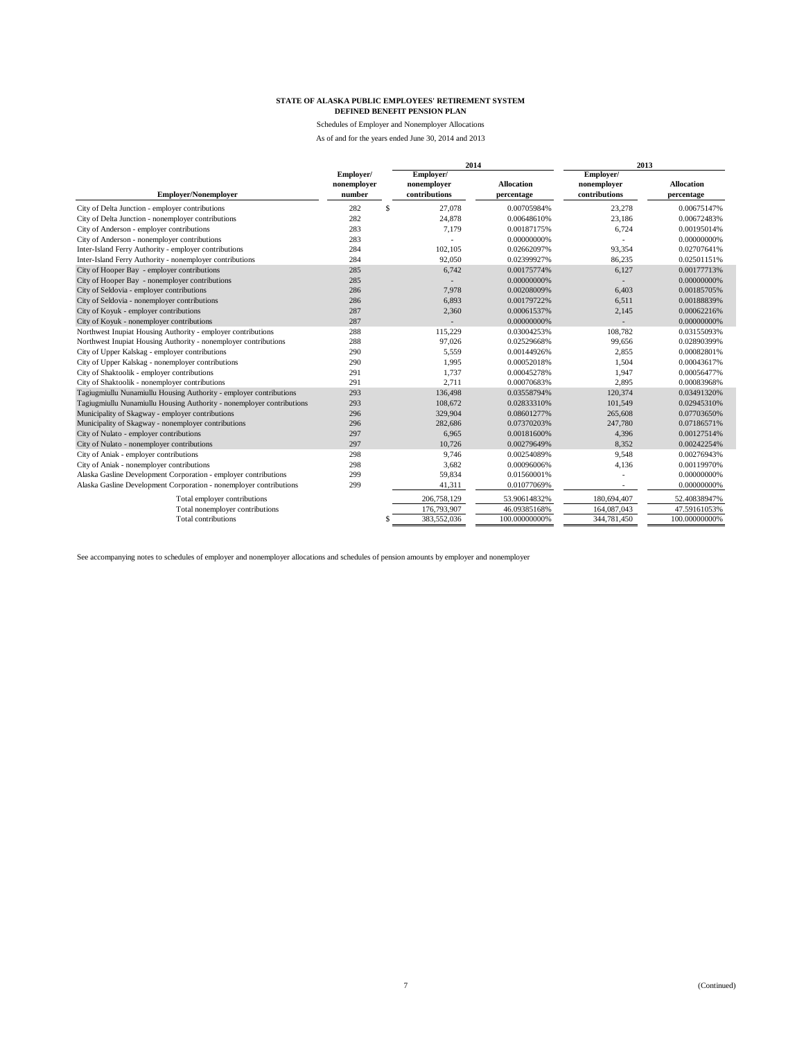**STATE OF ALASKA PUBLIC EMPLOYEES' RETIREMENT SYSTEM**
**DEFINED BENEFIT PENSION PLAN**

Schedules of Employer and Nonemployer Allocations

As of and for the years ended June 30, 2014 and 2013

| Employer/Nonemployer | Employer/ nonemployer number | 2014 Employer/ nonemployer contributions | 2014 Allocation percentage | 2013 Employer/ nonemployer contributions | 2013 Allocation percentage |
|---|---|---|---|---|---|
| City of Delta Junction - employer contributions | 282 | $ 27,078 | 0.00705984% | 23,278 | 0.00675147% |
| City of Delta Junction - nonemployer contributions | 282 | 24,878 | 0.00648610% | 23,186 | 0.00672483% |
| City of Anderson - employer contributions | 283 | 7,179 | 0.00187175% | 6,724 | 0.00195014% |
| City of Anderson - nonemployer contributions | 283 | - | 0.00000000% | - | 0.00000000% |
| Inter-Island Ferry Authority - employer contributions | 284 | 102,105 | 0.02662097% | 93,354 | 0.02707641% |
| Inter-Island Ferry Authority - nonemployer contributions | 284 | 92,050 | 0.02399927% | 86,235 | 0.02501151% |
| City of Hooper Bay - employer contributions | 285 | 6,742 | 0.00175774% | 6,127 | 0.00177713% |
| City of Hooper Bay - nonemployer contributions | 285 | - | 0.00000000% | - | 0.00000000% |
| City of Seldovia - employer contributions | 286 | 7,978 | 0.00208009% | 6,403 | 0.00185705% |
| City of Seldovia - nonemployer contributions | 286 | 6,893 | 0.00179722% | 6,511 | 0.00188839% |
| City of Koyuk - employer contributions | 287 | 2,360 | 0.00061537% | 2,145 | 0.00062216% |
| City of Koyuk - nonemployer contributions | 287 | - | 0.00000000% | - | 0.00000000% |
| Northwest Inupiat Housing Authority - employer contributions | 288 | 115,229 | 0.03004253% | 108,782 | 0.03155093% |
| Northwest Inupiat Housing Authority - nonemployer contributions | 288 | 97,026 | 0.02529668% | 99,656 | 0.02890399% |
| City of Upper Kalskag - employer contributions | 290 | 5,559 | 0.00144926% | 2,855 | 0.00082801% |
| City of Upper Kalskag - nonemployer contributions | 290 | 1,995 | 0.00052018% | 1,504 | 0.00043617% |
| City of Shaktoolik - employer contributions | 291 | 1,737 | 0.00045278% | 1,947 | 0.00056477% |
| City of Shaktoolik - nonemployer contributions | 291 | 2,711 | 0.00070683% | 2,895 | 0.00083968% |
| Tagiugmiullu Nunamiullu Housing Authority - employer contributions | 293 | 136,498 | 0.03558794% | 120,374 | 0.03491320% |
| Tagiugmiullu Nunamiullu Housing Authority - nonemployer contributions | 293 | 108,672 | 0.02833310% | 101,549 | 0.02945310% |
| Municipality of Skagway - employer contributions | 296 | 329,904 | 0.08601277% | 265,608 | 0.07703650% |
| Municipality of Skagway - nonemployer contributions | 296 | 282,686 | 0.07370203% | 247,780 | 0.07186571% |
| City of Nulato - employer contributions | 297 | 6,965 | 0.00181600% | 4,396 | 0.00127514% |
| City of Nulato - nonemployer contributions | 297 | 10,726 | 0.00279649% | 8,352 | 0.00242254% |
| City of Aniak - employer contributions | 298 | 9,746 | 0.00254089% | 9,548 | 0.00276943% |
| City of Aniak - nonemployer contributions | 298 | 3,682 | 0.00096006% | 4,136 | 0.00119970% |
| Alaska Gasline Development Corporation - employer contributions | 299 | 59,834 | 0.01560001% | - | 0.00000000% |
| Alaska Gasline Development Corporation - nonemployer contributions | 299 | 41,311 | 0.01077069% | - | 0.00000000% |
| Total employer contributions | | 206,758,129 | 53.90614832% | 180,694,407 | 52.40838947% |
| Total nonemployer contributions | | 176,793,907 | 46.09385168% | 164,087,043 | 47.59161053% |
| Total contributions | | $ 383,552,036 | 100.00000000% | 344,781,450 | 100.00000000% |

See accompanying notes to schedules of employer and nonemployer allocations and schedules of pension amounts by employer and nonemployer

(Continued)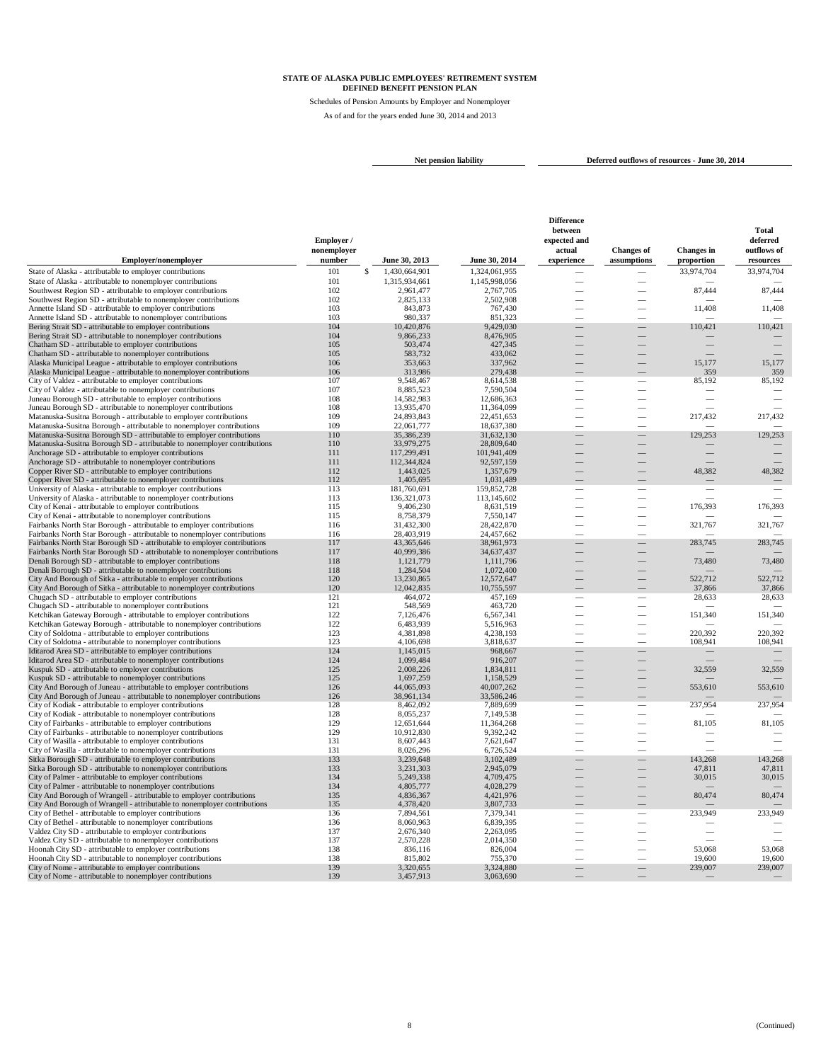**STATE OF ALASKA PUBLIC EMPLOYEES' RETIREMENT SYSTEM**
**DEFINED BENEFIT PENSION PLAN**

Schedules of Pension Amounts by Employer and Nonemployer

As of and for the years ended June 30, 2014 and 2013

| Employer/nonemployer | Employer / nonemployer number | Net pension liability | | Deferred outflows of resources - June 30, 2014 | | | |
|---|---|---|---|---|---|---|---|
| | | June 30, 2013 | June 30, 2014 | Difference between expected and actual experience | Changes of assumptions | Changes in proportion | Total deferred outflows of resources |
| State of Alaska - attributable to employer contributions | 101 | $ 1,430,664,901 | 1,324,061,955 | — | — | 33,974,704 | 33,974,704 |
| State of Alaska - attributable to nonemployer contributions | 101 | 1,315,934,661 | 1,145,998,056 | — | — | — | — |
| Southwest Region SD - attributable to employer contributions | 102 | 2,961,477 | 2,767,705 | — | — | 87,444 | 87,444 |
| Southwest Region SD - attributable to nonemployer contributions | 102 | 2,825,133 | 2,502,908 | — | — | — | — |
| Annette Island SD - attributable to employer contributions | 103 | 843,873 | 767,430 | — | — | 11,408 | 11,408 |
| Annette Island SD - attributable to nonemployer contributions | 103 | 980,337 | 851,323 | — | — | — | — |
| Bering Strait SD - attributable to employer contributions | 104 | 10,420,876 | 9,429,030 | — | — | 110,421 | 110,421 |
| Bering Strait SD - attributable to nonemployer contributions | 104 | 9,866,233 | 8,476,905 | — | — | — | — |
| Chatham SD - attributable to employer contributions | 105 | 503,474 | 427,345 | — | — | — | — |
| Chatham SD - attributable to nonemployer contributions | 105 | 583,732 | 433,062 | — | — | — | — |
| Alaska Municipal League - attributable to employer contributions | 106 | 353,663 | 337,962 | — | — | 15,177 | 15,177 |
| Alaska Municipal League - attributable to nonemployer contributions | 106 | 313,986 | 279,438 | — | — | 359 | 359 |
| City of Valdez - attributable to employer contributions | 107 | 9,548,467 | 8,614,538 | — | — | 85,192 | 85,192 |
| City of Valdez - attributable to nonemployer contributions | 107 | 8,885,523 | 7,590,504 | — | — | — | — |
| Juneau Borough SD - attributable to employer contributions | 108 | 14,582,983 | 12,686,363 | — | — | — | — |
| Juneau Borough SD - attributable to nonemployer contributions | 108 | 13,935,470 | 11,364,099 | — | — | — | — |
| Matanuska-Susitna Borough - attributable to employer contributions | 109 | 24,893,843 | 22,451,653 | — | — | 217,432 | 217,432 |
| Matanuska-Susitna Borough - attributable to nonemployer contributions | 109 | 22,061,777 | 18,637,380 | — | — | — | — |
| Matanuska-Susitna Borough SD - attributable to employer contributions | 110 | 35,386,239 | 31,632,130 | — | — | 129,253 | 129,253 |
| Matanuska-Susitna Borough SD - attributable to nonemployer contributions | 110 | 33,979,275 | 28,809,640 | — | — | — | — |
| Anchorage SD - attributable to employer contributions | 111 | 117,299,491 | 101,941,409 | — | — | — | — |
| Anchorage SD - attributable to nonemployer contributions | 111 | 112,344,824 | 92,597,159 | — | — | — | — |
| Copper River SD - attributable to employer contributions | 112 | 1,443,025 | 1,357,679 | — | — | 48,382 | 48,382 |
| Copper River SD - attributable to nonemployer contributions | 112 | 1,405,695 | 1,031,489 | — | — | — | — |
| University of Alaska - attributable to employer contributions | 113 | 181,760,691 | 159,852,728 | — | — | — | — |
| University of Alaska - attributable to nonemployer contributions | 113 | 136,321,073 | 113,145,602 | — | — | — | — |
| City of Kenai - attributable to employer contributions | 115 | 9,406,230 | 8,631,519 | — | — | 176,393 | 176,393 |
| City of Kenai - attributable to nonemployer contributions | 115 | 8,758,379 | 7,550,147 | — | — | — | — |
| Fairbanks North Star Borough - attributable to employer contributions | 116 | 31,432,300 | 28,422,870 | — | — | 321,767 | 321,767 |
| Fairbanks North Star Borough - attributable to nonemployer contributions | 116 | 28,403,919 | 24,457,662 | — | — | — | — |
| Fairbanks North Star Borough SD - attributable to employer contributions | 117 | 43,365,646 | 38,961,973 | — | — | 283,745 | 283,745 |
| Fairbanks North Star Borough SD - attributable to nonemployer contributions | 117 | 40,999,386 | 34,637,437 | — | — | — | — |
| Denali Borough SD - attributable to employer contributions | 118 | 1,121,779 | 1,111,796 | — | — | 73,480 | 73,480 |
| Denali Borough SD - attributable to nonemployer contributions | 118 | 1,284,504 | 1,072,400 | — | — | — | — |
| City And Borough of Sitka - attributable to employer contributions | 120 | 13,230,865 | 12,572,647 | — | — | 522,712 | 522,712 |
| City And Borough of Sitka - attributable to nonemployer contributions | 120 | 12,042,835 | 10,755,597 | — | — | 37,866 | 37,866 |
| Chugach SD - attributable to employer contributions | 121 | 464,072 | 457,169 | — | — | 28,633 | 28,633 |
| Chugach SD - attributable to nonemployer contributions | 121 | 548,569 | 463,720 | — | — | — | — |
| Ketchikan Gateway Borough - attributable to employer contributions | 122 | 7,126,476 | 6,567,341 | — | — | 151,340 | 151,340 |
| Ketchikan Gateway Borough - attributable to nonemployer contributions | 122 | 6,483,939 | 5,516,963 | — | — | — | — |
| City of Soldotna - attributable to employer contributions | 123 | 4,381,898 | 4,238,193 | — | — | 220,392 | 220,392 |
| City of Soldotna - attributable to nonemployer contributions | 123 | 4,106,698 | 3,818,637 | — | — | 108,941 | 108,941 |
| Iditarod Area SD - attributable to employer contributions | 124 | 1,145,015 | 968,667 | — | — | — | — |
| Iditarod Area SD - attributable to nonemployer contributions | 124 | 1,099,484 | 916,207 | — | — | — | — |
| Kuspuk SD - attributable to employer contributions | 125 | 2,008,226 | 1,834,811 | — | — | 32,559 | 32,559 |
| Kuspuk SD - attributable to nonemployer contributions | 125 | 1,697,259 | 1,158,529 | — | — | — | — |
| City And Borough of Juneau - attributable to employer contributions | 126 | 44,065,093 | 40,007,262 | — | — | 553,610 | 553,610 |
| City And Borough of Juneau - attributable to nonemployer contributions | 126 | 38,961,134 | 33,586,246 | — | — | — | — |
| City of Kodiak - attributable to employer contributions | 128 | 8,462,092 | 7,889,699 | — | — | 237,954 | 237,954 |
| City of Kodiak - attributable to nonemployer contributions | 128 | 8,055,237 | 7,149,538 | — | — | — | — |
| City of Fairbanks - attributable to employer contributions | 129 | 12,651,644 | 11,364,268 | — | — | 81,105 | 81,105 |
| City of Fairbanks - attributable to nonemployer contributions | 129 | 10,912,830 | 9,392,242 | — | — | — | — |
| City of Wasilla - attributable to employer contributions | 131 | 8,607,443 | 7,621,647 | — | — | — | — |
| City of Wasilla - attributable to nonemployer contributions | 131 | 8,026,296 | 6,726,524 | — | — | — | — |
| Sitka Borough SD - attributable to employer contributions | 133 | 3,239,648 | 3,102,489 | — | — | 143,268 | 143,268 |
| Sitka Borough SD - attributable to nonemployer contributions | 133 | 3,231,303 | 2,945,079 | — | — | 47,811 | 47,811 |
| City of Palmer - attributable to employer contributions | 134 | 5,249,338 | 4,709,475 | — | — | 30,015 | 30,015 |
| City of Palmer - attributable to nonemployer contributions | 134 | 4,805,777 | 4,028,279 | — | — | — | — |
| City And Borough of Wrangell - attributable to employer contributions | 135 | 4,836,367 | 4,421,976 | — | — | 80,474 | 80,474 |
| City And Borough of Wrangell - attributable to nonemployer contributions | 135 | 4,378,420 | 3,807,733 | — | — | — | — |
| City of Bethel - attributable to employer contributions | 136 | 7,894,561 | 7,379,341 | — | — | 233,949 | 233,949 |
| City of Bethel - attributable to nonemployer contributions | 136 | 8,060,963 | 6,839,395 | — | — | — | — |
| Valdez City SD - attributable to employer contributions | 137 | 2,676,340 | 2,263,095 | — | — | — | — |
| Valdez City SD - attributable to nonemployer contributions | 137 | 2,570,228 | 2,014,350 | — | — | — | — |
| Hoonah City SD - attributable to employer contributions | 138 | 836,116 | 826,004 | — | — | 53,068 | 53,068 |
| Hoonah City SD - attributable to nonemployer contributions | 138 | 815,802 | 755,370 | — | — | 19,600 | 19,600 |
| City of Nome - attributable to employer contributions | 139 | 3,320,655 | 3,324,880 | — | — | 239,007 | 239,007 |
| City of Nome - attributable to nonemployer contributions | 139 | 3,457,913 | 3,063,690 | — | — | — | — |

(Continued)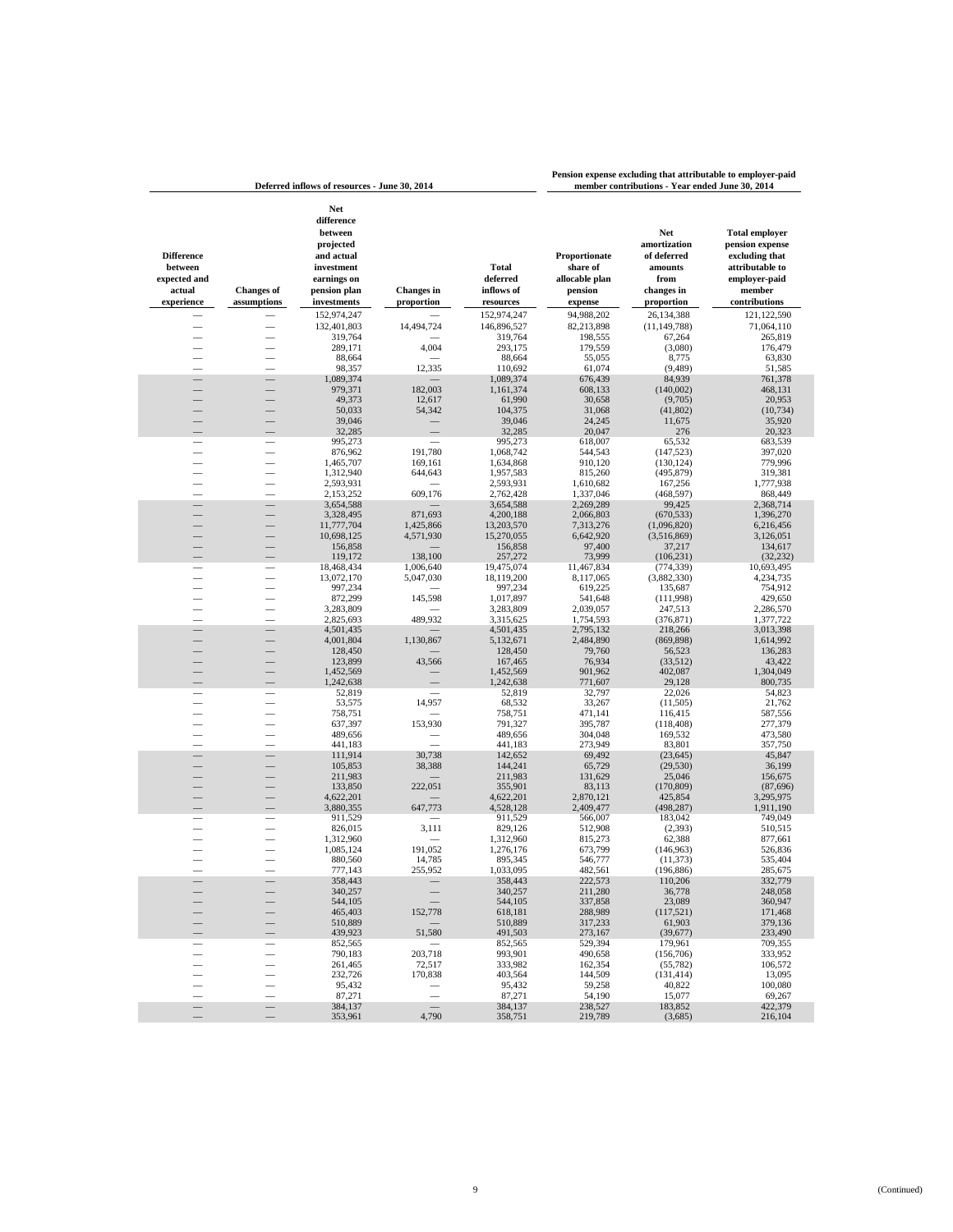| Deferred inflows of resources - June 30, 2014 | | | | | Pension expense excluding that attributable to employer-paid member contributions - Year ended June 30, 2014 | | |
|---|---|---|---|---|---|---|---|
| Difference between expected and actual experience | Changes of assumptions | Net difference between projected and actual investment earnings on pension plan investments | Changes in proportion | Total deferred inflows of resources | Proportionate share of allocable plan pension expense | Net amortization of deferred amounts from changes in proportion | Total employer pension expense excluding that attributable to employer-paid member contributions |
| — | — | 152,974,247 | — | 152,974,247 | 94,988,202 | 26,134,388 | 121,122,590 |
| — | — | 132,401,803 | 14,494,724 | 146,896,527 | 82,213,898 | (11,149,788) | 71,064,110 |
| — | — | 319,764 | — | 319,764 | 198,555 | 67,264 | 265,819 |
| — | — | 289,171 | 4,004 | 293,175 | 179,559 | (3,080) | 176,479 |
| — | — | 88,664 | — | 88,664 | 55,055 | 8,775 | 63,830 |
| — | — | 98,357 | 12,335 | 110,692 | 61,074 | (9,489) | 51,585 |
| — | — | 1,089,374 | — | 1,089,374 | 676,439 | 84,939 | 761,378 |
| — | — | 979,371 | 182,003 | 1,161,374 | 608,133 | (140,002) | 468,131 |
| — | — | 49,373 | 12,617 | 61,990 | 30,658 | (9,705) | 20,953 |
| — | — | 50,033 | 54,342 | 104,375 | 31,068 | (41,802) | (10,734) |
| — | — | 39,046 | — | 39,046 | 24,245 | 11,675 | 35,920 |
| — | — | 32,285 | — | 32,285 | 20,047 | 276 | 20,323 |
| — | — | 995,273 | — | 995,273 | 618,007 | 65,532 | 683,539 |
| — | — | 876,962 | 191,780 | 1,068,742 | 544,543 | (147,523) | 397,020 |
| — | — | 1,465,707 | 169,161 | 1,634,868 | 910,120 | (130,124) | 779,996 |
| — | — | 1,312,940 | 644,643 | 1,957,583 | 815,260 | (495,879) | 319,381 |
| — | — | 2,593,931 | — | 2,593,931 | 1,610,682 | 167,256 | 1,777,938 |
| — | — | 2,153,252 | 609,176 | 2,762,428 | 1,337,046 | (468,597) | 868,449 |
| — | — | 3,654,588 | — | 3,654,588 | 2,269,289 | 99,425 | 2,368,714 |
| — | — | 3,328,495 | 871,693 | 4,200,188 | 2,066,803 | (670,533) | 1,396,270 |
| — | — | 11,777,704 | 1,425,866 | 13,203,570 | 7,313,276 | (1,096,820) | 6,216,456 |
| — | — | 10,698,125 | 4,571,930 | 15,270,055 | 6,642,920 | (3,516,869) | 3,126,051 |
| — | — | 156,858 | — | 156,858 | 97,400 | 37,217 | 134,617 |
| — | — | 119,172 | 138,100 | 257,272 | 73,999 | (106,231) | (32,232) |
| — | — | 18,468,434 | 1,006,640 | 19,475,074 | 11,467,834 | (774,339) | 10,693,495 |
| — | — | 13,072,170 | 5,047,030 | 18,119,200 | 8,117,065 | (3,882,330) | 4,234,735 |
| — | — | 997,234 | — | 997,234 | 619,225 | 135,687 | 754,912 |
| — | — | 872,299 | 145,598 | 1,017,897 | 541,648 | (111,998) | 429,650 |
| — | — | 3,283,809 | — | 3,283,809 | 2,039,057 | 247,513 | 2,286,570 |
| — | — | 2,825,693 | 489,932 | 3,315,625 | 1,754,593 | (376,871) | 1,377,722 |
| — | — | 4,501,435 | — | 4,501,435 | 2,795,132 | 218,266 | 3,013,398 |
| — | — | 4,001,804 | 1,130,867 | 5,132,671 | 2,484,890 | (869,898) | 1,614,992 |
| — | — | 128,450 | — | 128,450 | 79,760 | 56,523 | 136,283 |
| — | — | 123,899 | 43,566 | 167,465 | 76,934 | (33,512) | 43,422 |
| — | — | 1,452,569 | — | 1,452,569 | 901,962 | 402,087 | 1,304,049 |
| — | — | 1,242,638 | — | 1,242,638 | 771,607 | 29,128 | 800,735 |
| — | — | 52,819 | — | 52,819 | 32,797 | 22,026 | 54,823 |
| — | — | 53,575 | 14,957 | 68,532 | 33,267 | (11,505) | 21,762 |
| — | — | 758,751 | — | 758,751 | 471,141 | 116,415 | 587,556 |
| — | — | 637,397 | 153,930 | 791,327 | 395,787 | (118,408) | 277,379 |
| — | — | 489,656 | — | 489,656 | 304,048 | 169,532 | 473,580 |
| — | — | 441,183 | — | 441,183 | 273,949 | 83,801 | 357,750 |
| — | — | 111,914 | 30,738 | 142,652 | 69,492 | (23,645) | 45,847 |
| — | — | 105,853 | 38,388 | 144,241 | 65,729 | (29,530) | 36,199 |
| — | — | 211,983 | — | 211,983 | 131,629 | 25,046 | 156,675 |
| — | — | 133,850 | 222,051 | 355,901 | 83,113 | (170,809) | (87,696) |
| — | — | 4,622,201 | — | 4,622,201 | 2,870,121 | 425,854 | 3,295,975 |
| — | — | 3,880,355 | 647,773 | 4,528,128 | 2,409,477 | (498,287) | 1,911,190 |
| — | — | 911,529 | — | 911,529 | 566,007 | 183,042 | 749,049 |
| — | — | 826,015 | 3,111 | 829,126 | 512,908 | (2,393) | 510,515 |
| — | — | 1,312,960 | — | 1,312,960 | 815,273 | 62,388 | 877,661 |
| — | — | 1,085,124 | 191,052 | 1,276,176 | 673,799 | (146,963) | 526,836 |
| — | — | 880,560 | 14,785 | 895,345 | 546,777 | (11,373) | 535,404 |
| — | — | 777,143 | 255,952 | 1,033,095 | 482,561 | (196,886) | 285,675 |
| — | — | 358,443 | — | 358,443 | 222,573 | 110,206 | 332,779 |
| — | — | 340,257 | — | 340,257 | 211,280 | 36,778 | 248,058 |
| — | — | 544,105 | — | 544,105 | 337,858 | 23,089 | 360,947 |
| — | — | 465,403 | 152,778 | 618,181 | 288,989 | (117,521) | 171,468 |
| — | — | 510,889 | — | 510,889 | 317,233 | 61,903 | 379,136 |
| — | — | 439,923 | 51,580 | 491,503 | 273,167 | (39,677) | 233,490 |
| — | — | 852,565 | — | 852,565 | 529,394 | 179,961 | 709,355 |
| — | — | 790,183 | 203,718 | 993,901 | 490,658 | (156,706) | 333,952 |
| — | — | 261,465 | 72,517 | 333,982 | 162,354 | (55,782) | 106,572 |
| — | — | 232,726 | 170,838 | 403,564 | 144,509 | (131,414) | 13,095 |
| — | — | 95,432 | — | 95,432 | 59,258 | 40,822 | 100,080 |
| — | — | 87,271 | — | 87,271 | 54,190 | 15,077 | 69,267 |
| — | — | 384,137 | — | 384,137 | 238,527 | 183,852 | 422,379 |
| — | — | 353,961 | 4,790 | 358,751 | 219,789 | (3,685) | 216,104 |

(Continued)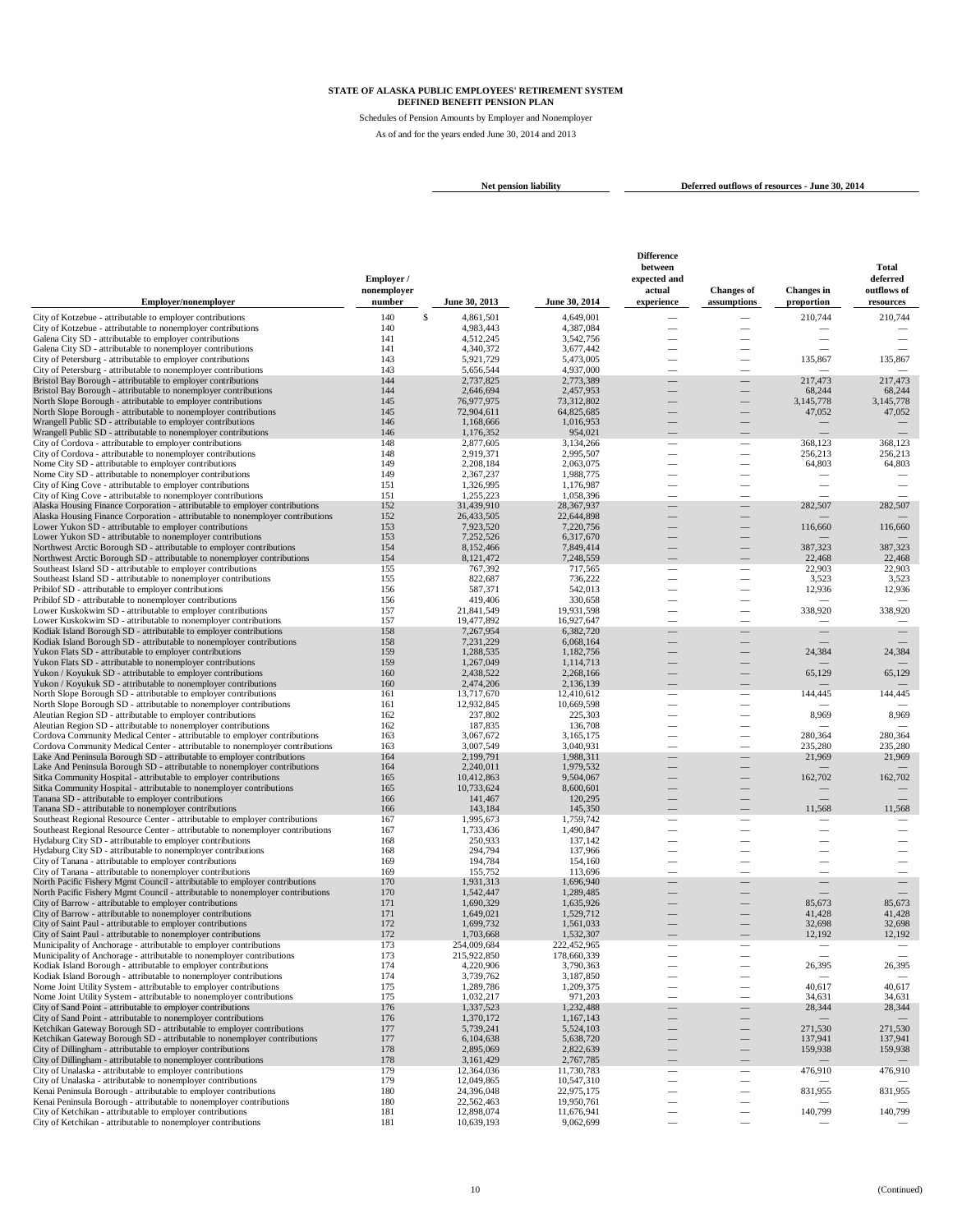**STATE OF ALASKA PUBLIC EMPLOYEES' RETIREMENT SYSTEM**
**DEFINED BENEFIT PENSION PLAN**

Schedules of Pension Amounts by Employer and Nonemployer

As of and for the years ended June 30, 2014 and 2013

| Employer/nonemployer | Employer / nonemployer number | Net pension liability | | Deferred outflows of resources - June 30, 2014 | | | |
|---|---|---|---|---|---|---|---|
| | | June 30, 2013 | June 30, 2014 | Difference between expected and actual experience | Changes of assumptions | Changes in proportion | Total deferred outflows of resources |
| City of Kotzebue - attributable to employer contributions | 140 | $ 4,861,501 | 4,649,001 | — | — | 210,744 | 210,744 |
| City of Kotzebue - attributable to nonemployer contributions | 140 | 4,983,443 | 4,387,084 | — | — | — | — |
| Galena City SD - attributable to employer contributions | 141 | 4,512,245 | 3,542,756 | — | — | — | — |
| Galena City SD - attributable to nonemployer contributions | 141 | 4,340,372 | 3,677,442 | — | — | — | — |
| City of Petersburg - attributable to employer contributions | 143 | 5,921,729 | 5,473,005 | — | — | 135,867 | 135,867 |
| City of Petersburg - attributable to nonemployer contributions | 143 | 5,656,544 | 4,937,000 | — | — | — | — |
| Bristol Bay Borough - attributable to employer contributions | 144 | 2,737,825 | 2,773,389 | — | — | 217,473 | 217,473 |
| Bristol Bay Borough - attributable to nonemployer contributions | 144 | 2,646,694 | 2,457,953 | — | — | 68,244 | 68,244 |
| North Slope Borough - attributable to employer contributions | 145 | 76,977,975 | 73,312,802 | — | — | 3,145,778 | 3,145,778 |
| North Slope Borough - attributable to nonemployer contributions | 145 | 72,904,611 | 64,825,685 | — | — | 47,052 | 47,052 |
| Wrangell Public SD - attributable to employer contributions | 146 | 1,168,666 | 1,016,953 | — | — | — | — |
| Wrangell Public SD - attributable to nonemployer contributions | 146 | 1,176,352 | 954,021 | — | — | — | — |
| City of Cordova - attributable to employer contributions | 148 | 2,877,605 | 3,134,266 | — | — | 368,123 | 368,123 |
| City of Cordova - attributable to nonemployer contributions | 148 | 2,919,371 | 2,995,507 | — | — | 256,213 | 256,213 |
| Nome City SD - attributable to employer contributions | 149 | 2,208,184 | 2,063,075 | — | — | 64,803 | 64,803 |
| Nome City SD - attributable to nonemployer contributions | 149 | 2,367,237 | 1,988,775 | — | — | — | — |
| City of King Cove - attributable to employer contributions | 151 | 1,326,995 | 1,176,987 | — | — | — | — |
| City of King Cove - attributable to nonemployer contributions | 151 | 1,255,223 | 1,058,396 | — | — | — | — |
| Alaska Housing Finance Corporation - attributable to employer contributions | 152 | 31,439,910 | 28,367,937 | — | — | 282,507 | 282,507 |
| Alaska Housing Finance Corporation - attributable to nonemployer contributions | 152 | 26,433,505 | 22,644,898 | — | — | — | — |
| Lower Yukon SD - attributable to employer contributions | 153 | 7,923,520 | 7,220,756 | — | — | 116,660 | 116,660 |
| Lower Yukon SD - attributable to nonemployer contributions | 153 | 7,252,526 | 6,317,670 | — | — | — | — |
| Northwest Arctic Borough SD - attributable to employer contributions | 154 | 8,152,466 | 7,849,414 | — | — | 387,323 | 387,323 |
| Northwest Arctic Borough SD - attributable to nonemployer contributions | 154 | 8,121,472 | 7,248,559 | — | — | 22,468 | 22,468 |
| Southeast Island SD - attributable to employer contributions | 155 | 767,392 | 717,565 | — | — | 22,903 | 22,903 |
| Southeast Island SD - attributable to nonemployer contributions | 155 | 822,687 | 736,222 | — | — | 3,523 | 3,523 |
| Pribilof SD - attributable to employer contributions | 156 | 587,371 | 542,013 | — | — | 12,936 | 12,936 |
| Pribilof SD - attributable to nonemployer contributions | 156 | 419,406 | 330,658 | — | — | — | — |
| Lower Kuskokwim SD - attributable to employer contributions | 157 | 21,841,549 | 19,931,598 | — | — | 338,920 | 338,920 |
| Lower Kuskokwim SD - attributable to nonemployer contributions | 157 | 19,477,892 | 16,927,647 | — | — | — | — |
| Kodiak Island Borough SD - attributable to employer contributions | 158 | 7,267,954 | 6,382,720 | — | — | — | — |
| Kodiak Island Borough SD - attributable to nonemployer contributions | 158 | 7,231,229 | 6,068,164 | — | — | — | — |
| Yukon Flats SD - attributable to employer contributions | 159 | 1,288,535 | 1,182,756 | — | — | 24,384 | 24,384 |
| Yukon Flats SD - attributable to nonemployer contributions | 159 | 1,267,049 | 1,114,713 | — | — | — | — |
| Yukon / Koyukuk SD - attributable to employer contributions | 160 | 2,438,522 | 2,268,166 | — | — | 65,129 | 65,129 |
| Yukon / Koyukuk SD - attributable to nonemployer contributions | 160 | 2,474,206 | 2,136,139 | — | — | — | — |
| North Slope Borough SD - attributable to employer contributions | 161 | 13,717,670 | 12,410,612 | — | — | 144,445 | 144,445 |
| North Slope Borough SD - attributable to nonemployer contributions | 161 | 12,932,845 | 10,669,598 | — | — | — | — |
| Aleutian Region SD - attributable to employer contributions | 162 | 237,802 | 225,303 | — | — | 8,969 | 8,969 |
| Aleutian Region SD - attributable to nonemployer contributions | 162 | 187,835 | 136,708 | — | — | — | — |
| Cordova Community Medical Center - attributable to employer contributions | 163 | 3,067,672 | 3,165,175 | — | — | 280,364 | 280,364 |
| Cordova Community Medical Center - attributable to nonemployer contributions | 163 | 3,007,549 | 3,040,931 | — | — | 235,280 | 235,280 |
| Lake And Peninsula Borough SD - attributable to employer contributions | 164 | 2,199,791 | 1,988,311 | — | — | 21,969 | 21,969 |
| Lake And Peninsula Borough SD - attributable to nonemployer contributions | 164 | 2,240,011 | 1,979,532 | — | — | — | — |
| Sitka Community Hospital - attributable to employer contributions | 165 | 10,412,863 | 9,504,067 | — | — | 162,702 | 162,702 |
| Sitka Community Hospital - attributable to nonemployer contributions | 165 | 10,733,624 | 8,600,601 | — | — | — | — |
| Tanana SD - attributable to employer contributions | 166 | 141,467 | 120,295 | — | — | — | — |
| Tanana SD - attributable to nonemployer contributions | 166 | 143,184 | 145,350 | — | — | 11,568 | 11,568 |
| Southeast Regional Resource Center - attributable to employer contributions | 167 | 1,995,673 | 1,759,742 | — | — | — | — |
| Southeast Regional Resource Center - attributable to nonemployer contributions | 167 | 1,733,436 | 1,490,847 | — | — | — | — |
| Hydaburg City SD - attributable to employer contributions | 168 | 250,933 | 137,142 | — | — | — | — |
| Hydaburg City SD - attributable to nonemployer contributions | 168 | 294,794 | 137,966 | — | — | — | — |
| City of Tanana - attributable to employer contributions | 169 | 194,784 | 154,160 | — | — | — | — |
| City of Tanana - attributable to nonemployer contributions | 169 | 155,752 | 113,696 | — | — | — | — |
| North Pacific Fishery Mgmt Council - attributable to employer contributions | 170 | 1,931,313 | 1,696,940 | — | — | — | — |
| North Pacific Fishery Mgmt Council - attributable to nonemployer contributions | 170 | 1,542,447 | 1,289,485 | — | — | — | — |
| City of Barrow - attributable to employer contributions | 171 | 1,690,329 | 1,635,926 | — | — | 85,673 | 85,673 |
| City of Barrow - attributable to nonemployer contributions | 171 | 1,649,021 | 1,529,712 | — | — | 41,428 | 41,428 |
| City of Saint Paul - attributable to employer contributions | 172 | 1,699,732 | 1,561,033 | — | — | 32,698 | 32,698 |
| City of Saint Paul - attributable to nonemployer contributions | 172 | 1,703,668 | 1,532,307 | — | — | 12,192 | 12,192 |
| Municipality of Anchorage - attributable to employer contributions | 173 | 254,009,684 | 222,452,965 | — | — | — | — |
| Municipality of Anchorage - attributable to nonemployer contributions | 173 | 215,922,850 | 178,660,339 | — | — | — | — |
| Kodiak Island Borough - attributable to employer contributions | 174 | 4,220,906 | 3,790,363 | — | — | 26,395 | 26,395 |
| Kodiak Island Borough - attributable to nonemployer contributions | 174 | 3,739,762 | 3,187,850 | — | — | — | — |
| Nome Joint Utility System - attributable to employer contributions | 175 | 1,289,786 | 1,209,375 | — | — | 40,617 | 40,617 |
| Nome Joint Utility System - attributable to nonemployer contributions | 175 | 1,032,217 | 971,203 | — | — | 34,631 | 34,631 |
| City of Sand Point - attributable to employer contributions | 176 | 1,337,523 | 1,232,488 | — | — | 28,344 | 28,344 |
| City of Sand Point - attributable to nonemployer contributions | 176 | 1,370,172 | 1,167,143 | — | — | — | — |
| Ketchikan Gateway Borough SD - attributable to employer contributions | 177 | 5,739,241 | 5,524,103 | — | — | 271,530 | 271,530 |
| Ketchikan Gateway Borough SD - attributable to nonemployer contributions | 177 | 6,104,638 | 5,638,720 | — | — | 137,941 | 137,941 |
| City of Dillingham - attributable to employer contributions | 178 | 2,895,069 | 2,822,639 | — | — | 159,938 | 159,938 |
| City of Dillingham - attributable to nonemployer contributions | 178 | 3,161,429 | 2,767,785 | — | — | — | — |
| City of Unalaska - attributable to employer contributions | 179 | 12,364,036 | 11,730,783 | — | — | 476,910 | 476,910 |
| City of Unalaska - attributable to nonemployer contributions | 179 | 12,049,865 | 10,547,310 | — | — | — | — |
| Kenai Peninsula Borough - attributable to employer contributions | 180 | 24,396,048 | 22,975,175 | — | — | 831,955 | 831,955 |
| Kenai Peninsula Borough - attributable to nonemployer contributions | 180 | 22,562,463 | 19,950,761 | — | — | — | — |
| City of Ketchikan - attributable to employer contributions | 181 | 12,898,074 | 11,676,941 | — | — | 140,799 | 140,799 |
| City of Ketchikan - attributable to nonemployer contributions | 181 | 10,639,193 | 9,062,699 | — | — | — | — |

(Continued)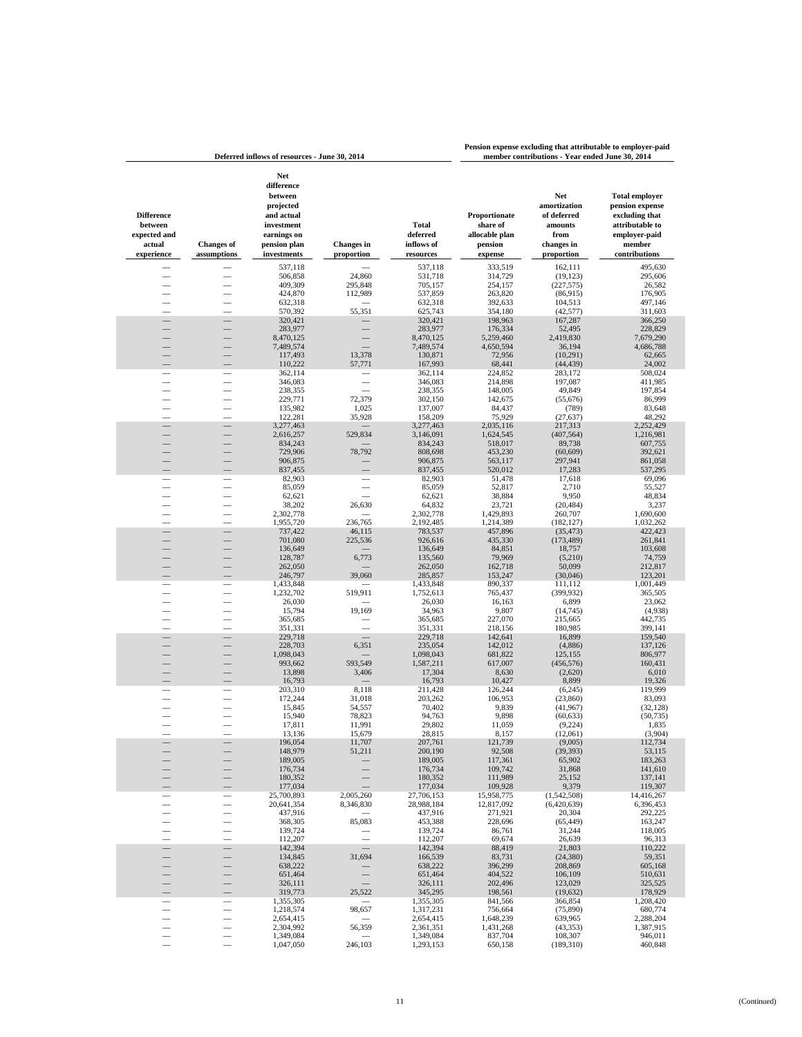| Deferred inflows of resources - June 30, 2014 | | | | | Pension expense excluding that attributable to employer-paid member contributions - Year ended June 30, 2014 | | |
|---|---|---|---|---|---|---|---|
| Difference between expected and actual experience | Changes of assumptions | Net difference between projected and actual investment earnings on pension plan investments | Changes in proportion | Total deferred inflows of resources | Proportionate share of allocable plan pension expense | Net amortization of deferred amounts from changes in proportion | Total employer pension expense excluding that attributable to employer-paid member contributions |
| — | — | 537,118 | — | 537,118 | 333,519 | 162,111 | 495,630 |
| — | — | 506,858 | 24,860 | 531,718 | 314,729 | (19,123) | 295,606 |
| — | — | 409,309 | 295,848 | 705,157 | 254,157 | (227,575) | 26,582 |
| — | — | 424,870 | 112,989 | 537,859 | 263,820 | (86,915) | 176,905 |
| — | — | 632,318 | — | 632,318 | 392,633 | 104,513 | 497,146 |
| — | — | 570,392 | 55,351 | 625,743 | 354,180 | (42,577) | 311,603 |
| — | — | 320,421 | — | 320,421 | 198,963 | 167,287 | 366,250 |
| — | — | 283,977 | — | 283,977 | 176,334 | 52,495 | 228,829 |
| — | — | 8,470,125 | — | 8,470,125 | 5,259,460 | 2,419,830 | 7,679,290 |
| — | — | 7,489,574 | — | 7,489,574 | 4,650,594 | 36,194 | 4,686,788 |
| — | — | 117,493 | 13,378 | 130,871 | 72,956 | (10,291) | 62,665 |
| — | — | 110,222 | 57,771 | 167,993 | 68,441 | (44,439) | 24,002 |
| — | — | 362,114 | — | 362,114 | 224,852 | 283,172 | 508,024 |
| — | — | 346,083 | — | 346,083 | 214,898 | 197,087 | 411,985 |
| — | — | 238,355 | — | 238,355 | 148,005 | 49,849 | 197,854 |
| — | — | 229,771 | 72,379 | 302,150 | 142,675 | (55,676) | 86,999 |
| — | — | 135,982 | 1,025 | 137,007 | 84,437 | (789) | 83,648 |
| — | — | 122,281 | 35,928 | 158,209 | 75,929 | (27,637) | 48,292 |
| — | — | 3,277,463 | — | 3,277,463 | 2,035,116 | 217,313 | 2,252,429 |
| — | — | 2,616,257 | 529,834 | 3,146,091 | 1,624,545 | (407,564) | 1,216,981 |
| — | — | 834,243 | — | 834,243 | 518,017 | 89,738 | 607,755 |
| — | — | 729,906 | 78,792 | 808,698 | 453,230 | (60,609) | 392,621 |
| — | — | 906,875 | — | 906,875 | 563,117 | 297,941 | 861,058 |
| — | — | 837,455 | — | 837,455 | 520,012 | 17,283 | 537,295 |
| — | — | 82,903 | — | 82,903 | 51,478 | 17,618 | 69,096 |
| — | — | 85,059 | — | 85,059 | 52,817 | 2,710 | 55,527 |
| — | — | 62,621 | — | 62,621 | 38,884 | 9,950 | 48,834 |
| — | — | 38,202 | 26,630 | 64,832 | 23,721 | (20,484) | 3,237 |
| — | — | 2,302,778 | — | 2,302,778 | 1,429,893 | 260,707 | 1,690,600 |
| — | — | 1,955,720 | 236,765 | 2,192,485 | 1,214,389 | (182,127) | 1,032,262 |
| — | — | 737,422 | 46,115 | 783,537 | 457,896 | (35,473) | 422,423 |
| — | — | 701,080 | 225,536 | 926,616 | 435,330 | (173,489) | 261,841 |
| — | — | 136,649 | — | 136,649 | 84,851 | 18,757 | 103,608 |
| — | — | 128,787 | 6,773 | 135,560 | 79,969 | (5,210) | 74,759 |
| — | — | 262,050 | — | 262,050 | 162,718 | 50,099 | 212,817 |
| — | — | 246,797 | 39,060 | 285,857 | 153,247 | (30,046) | 123,201 |
| — | — | 1,433,848 | — | 1,433,848 | 890,337 | 111,112 | 1,001,449 |
| — | — | 1,232,702 | 519,911 | 1,752,613 | 765,437 | (399,932) | 365,505 |
| — | — | 26,030 | — | 26,030 | 16,163 | 6,899 | 23,062 |
| — | — | 15,794 | 19,169 | 34,963 | 9,807 | (14,745) | (4,938) |
| — | — | 365,685 | — | 365,685 | 227,070 | 215,665 | 442,735 |
| — | — | 351,331 | — | 351,331 | 218,156 | 180,985 | 399,141 |
| — | — | 229,718 | — | 229,718 | 142,641 | 16,899 | 159,540 |
| — | — | 228,703 | 6,351 | 235,054 | 142,012 | (4,886) | 137,126 |
| — | — | 1,098,043 | — | 1,098,043 | 681,822 | 125,155 | 806,977 |
| — | — | 993,662 | 593,549 | 1,587,211 | 617,007 | (456,576) | 160,431 |
| — | — | 13,898 | 3,406 | 17,304 | 8,630 | (2,620) | 6,010 |
| — | — | 16,793 | — | 16,793 | 10,427 | 8,899 | 19,326 |
| — | — | 203,310 | 8,118 | 211,428 | 126,244 | (6,245) | 119,999 |
| — | — | 172,244 | 31,018 | 203,262 | 106,953 | (23,860) | 83,093 |
| — | — | 15,845 | 54,557 | 70,402 | 9,839 | (41,967) | (32,128) |
| — | — | 15,940 | 78,823 | 94,763 | 9,898 | (60,633) | (50,735) |
| — | — | 17,811 | 11,991 | 29,802 | 11,059 | (9,224) | 1,835 |
| — | — | 13,136 | 15,679 | 28,815 | 8,157 | (12,061) | (3,904) |
| — | — | 196,054 | 11,707 | 207,761 | 121,739 | (9,005) | 112,734 |
| — | — | 148,979 | 51,211 | 200,190 | 92,508 | (39,393) | 53,115 |
| — | — | 189,005 | — | 189,005 | 117,361 | 65,902 | 183,263 |
| — | — | 176,734 | — | 176,734 | 109,742 | 31,868 | 141,610 |
| — | — | 180,352 | — | 180,352 | 111,989 | 25,152 | 137,141 |
| — | — | 177,034 | — | 177,034 | 109,928 | 9,379 | 119,307 |
| — | — | 25,700,893 | 2,005,260 | 27,706,153 | 15,958,775 | (1,542,508) | 14,416,267 |
| — | — | 20,641,354 | 8,346,830 | 28,988,184 | 12,817,092 | (6,420,639) | 6,396,453 |
| — | — | 437,916 | — | 437,916 | 271,921 | 20,304 | 292,225 |
| — | — | 368,305 | 85,083 | 453,388 | 228,696 | (65,449) | 163,247 |
| — | — | 139,724 | — | 139,724 | 86,761 | 31,244 | 118,005 |
| — | — | 112,207 | — | 112,207 | 69,674 | 26,639 | 96,313 |
| — | — | 142,394 | — | 142,394 | 88,419 | 21,803 | 110,222 |
| — | — | 134,845 | 31,694 | 166,539 | 83,731 | (24,380) | 59,351 |
| — | — | 638,222 | — | 638,222 | 396,299 | 208,869 | 605,168 |
| — | — | 651,464 | — | 651,464 | 404,522 | 106,109 | 510,631 |
| — | — | 326,111 | — | 326,111 | 202,496 | 123,029 | 325,525 |
| — | — | 319,773 | 25,522 | 345,295 | 198,561 | (19,632) | 178,929 |
| — | — | 1,355,305 | — | 1,355,305 | 841,566 | 366,854 | 1,208,420 |
| — | — | 1,218,574 | 98,657 | 1,317,231 | 756,664 | (75,890) | 680,774 |
| — | — | 2,654,415 | — | 2,654,415 | 1,648,239 | 639,965 | 2,288,204 |
| — | — | 2,304,992 | 56,359 | 2,361,351 | 1,431,268 | (43,353) | 1,387,915 |
| — | — | 1,349,084 | — | 1,349,084 | 837,704 | 108,307 | 946,011 |
| — | — | 1,047,050 | 246,103 | 1,293,153 | 650,158 | (189,310) | 460,848 |

(Continued)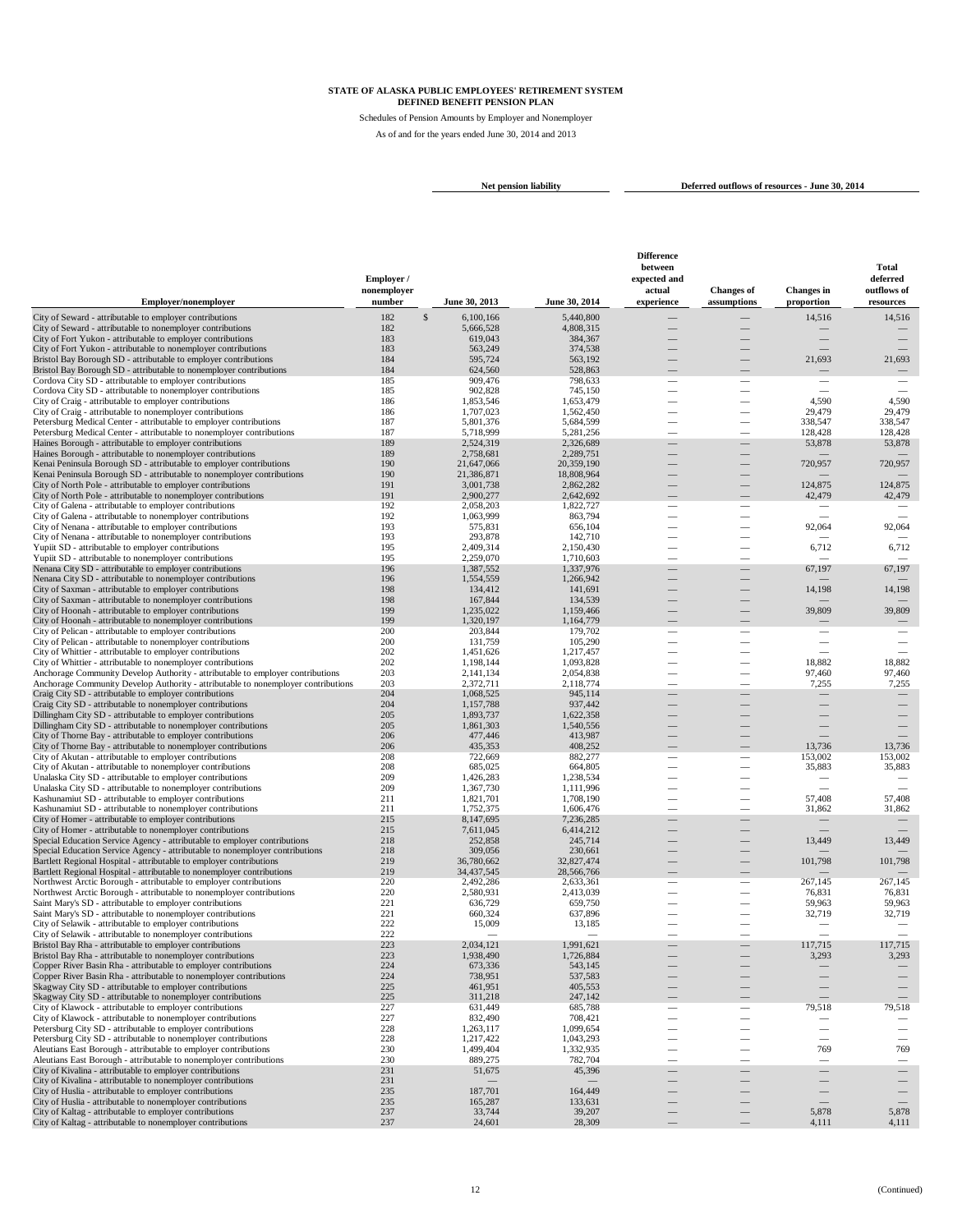**STATE OF ALASKA PUBLIC EMPLOYEES' RETIREMENT SYSTEM**
**DEFINED BENEFIT PENSION PLAN**

Schedules of Pension Amounts by Employer and Nonemployer

As of and for the years ended June 30, 2014 and 2013

| Employer/nonemployer | Employer / nonemployer number | Net pension liability June 30, 2013 | Net pension liability June 30, 2014 | Deferred outflows of resources - June 30, 2014: Difference between expected and actual experience | Changes of assumptions | Changes in proportion | Total deferred outflows of resources |
|---|---|---|---|---|---|---|---|
| City of Seward - attributable to employer contributions | 182 | $ 6,100,166 | 5,440,800 | — | — | 14,516 | 14,516 |
| City of Seward - attributable to nonemployer contributions | 182 | 5,666,528 | 4,808,315 | — | — | — | — |
| City of Fort Yukon - attributable to employer contributions | 183 | 619,043 | 384,367 | — | — | — | — |
| City of Fort Yukon - attributable to nonemployer contributions | 183 | 563,249 | 374,538 | — | — | — | — |
| Bristol Bay Borough SD - attributable to employer contributions | 184 | 595,724 | 563,192 | — | — | 21,693 | 21,693 |
| Bristol Bay Borough SD - attributable to nonemployer contributions | 184 | 624,560 | 528,863 | — | — | — | — |
| Cordova City SD - attributable to employer contributions | 185 | 909,476 | 798,633 | — | — | — | — |
| Cordova City SD - attributable to nonemployer contributions | 185 | 902,828 | 745,150 | — | — | — | — |
| City of Craig - attributable to employer contributions | 186 | 1,853,546 | 1,653,479 | — | — | 4,590 | 4,590 |
| City of Craig - attributable to nonemployer contributions | 186 | 1,707,023 | 1,562,450 | — | — | 29,479 | 29,479 |
| Petersburg Medical Center - attributable to employer contributions | 187 | 5,801,376 | 5,684,599 | — | — | 338,547 | 338,547 |
| Petersburg Medical Center - attributable to nonemployer contributions | 187 | 5,718,999 | 5,281,256 | — | — | 128,428 | 128,428 |
| Haines Borough - attributable to employer contributions | 189 | 2,524,319 | 2,326,689 | — | — | 53,878 | 53,878 |
| Haines Borough - attributable to nonemployer contributions | 189 | 2,758,681 | 2,289,751 | — | — | — | — |
| Kenai Peninsula Borough SD - attributable to employer contributions | 190 | 21,647,066 | 20,359,190 | — | — | 720,957 | 720,957 |
| Kenai Peninsula Borough SD - attributable to nonemployer contributions | 190 | 21,386,871 | 18,808,964 | — | — | — | — |
| City of North Pole - attributable to employer contributions | 191 | 3,001,738 | 2,862,282 | — | — | 124,875 | 124,875 |
| City of North Pole - attributable to nonemployer contributions | 191 | 2,900,277 | 2,642,692 | — | — | 42,479 | 42,479 |
| City of Galena - attributable to employer contributions | 192 | 2,058,203 | 1,822,727 | — | — | — | — |
| City of Galena - attributable to nonemployer contributions | 192 | 1,063,999 | 863,794 | — | — | — | — |
| City of Nenana - attributable to employer contributions | 193 | 575,831 | 656,104 | — | — | 92,064 | 92,064 |
| City of Nenana - attributable to nonemployer contributions | 193 | 293,878 | 142,710 | — | — | — | — |
| Yupiit SD - attributable to employer contributions | 195 | 2,409,314 | 2,150,430 | — | — | 6,712 | 6,712 |
| Yupiit SD - attributable to nonemployer contributions | 195 | 2,259,070 | 1,710,603 | — | — | — | — |
| Nenana City SD - attributable to employer contributions | 196 | 1,387,552 | 1,337,976 | — | — | 67,197 | 67,197 |
| Nenana City SD - attributable to nonemployer contributions | 196 | 1,554,559 | 1,266,942 | — | — | — | — |
| City of Saxman - attributable to employer contributions | 198 | 134,412 | 141,691 | — | — | 14,198 | 14,198 |
| City of Saxman - attributable to nonemployer contributions | 198 | 167,844 | 134,539 | — | — | — | — |
| City of Hoonah - attributable to employer contributions | 199 | 1,235,022 | 1,159,466 | — | — | 39,809 | 39,809 |
| City of Hoonah - attributable to nonemployer contributions | 199 | 1,320,197 | 1,164,779 | — | — | — | — |
| City of Pelican - attributable to employer contributions | 200 | 203,844 | 179,702 | — | — | — | — |
| City of Pelican - attributable to nonemployer contributions | 200 | 131,759 | 105,290 | — | — | — | — |
| City of Whittier - attributable to employer contributions | 202 | 1,451,626 | 1,217,457 | — | — | — | — |
| City of Whittier - attributable to nonemployer contributions | 202 | 1,198,144 | 1,093,828 | — | — | 18,882 | 18,882 |
| Anchorage Community Develop Authority - attributable to employer contributions | 203 | 2,141,134 | 2,054,838 | — | — | 97,460 | 97,460 |
| Anchorage Community Develop Authority - attributable to nonemployer contributions | 203 | 2,372,711 | 2,118,774 | — | — | 7,255 | 7,255 |
| Craig City SD - attributable to employer contributions | 204 | 1,068,525 | 945,114 | — | — | — | — |
| Craig City SD - attributable to nonemployer contributions | 204 | 1,157,788 | 937,442 | — | — | — | — |
| Dillingham City SD - attributable to employer contributions | 205 | 1,893,737 | 1,622,358 | — | — | — | — |
| Dillingham City SD - attributable to nonemployer contributions | 205 | 1,861,303 | 1,540,556 | — | — | — | — |
| City of Thorne Bay - attributable to employer contributions | 206 | 477,446 | 413,987 | — | — | — | — |
| City of Thorne Bay - attributable to nonemployer contributions | 206 | 435,353 | 408,252 | — | — | 13,736 | 13,736 |
| City of Akutan - attributable to employer contributions | 208 | 722,669 | 882,277 | — | — | 153,002 | 153,002 |
| City of Akutan - attributable to nonemployer contributions | 208 | 685,025 | 664,805 | — | — | 35,883 | 35,883 |
| Unalaska City SD - attributable to employer contributions | 209 | 1,426,283 | 1,238,534 | — | — | — | — |
| Unalaska City SD - attributable to nonemployer contributions | 209 | 1,367,730 | 1,111,996 | — | — | — | — |
| Kashunamiut SD - attributable to employer contributions | 211 | 1,821,701 | 1,708,190 | — | — | 57,408 | 57,408 |
| Kashunamiut SD - attributable to nonemployer contributions | 211 | 1,752,375 | 1,606,476 | — | — | 31,862 | 31,862 |
| City of Homer - attributable to employer contributions | 215 | 8,147,695 | 7,236,285 | — | — | — | — |
| City of Homer - attributable to nonemployer contributions | 215 | 7,611,045 | 6,414,212 | — | — | — | — |
| Special Education Service Agency - attributable to employer contributions | 218 | 252,858 | 245,714 | — | — | 13,449 | 13,449 |
| Special Education Service Agency - attributable to nonemployer contributions | 218 | 309,056 | 230,661 | — | — | — | — |
| Bartlett Regional Hospital - attributable to employer contributions | 219 | 36,780,662 | 32,827,474 | — | — | 101,798 | 101,798 |
| Bartlett Regional Hospital - attributable to nonemployer contributions | 219 | 34,437,545 | 28,566,766 | — | — | — | — |
| Northwest Arctic Borough - attributable to employer contributions | 220 | 2,492,286 | 2,633,361 | — | — | 267,145 | 267,145 |
| Northwest Arctic Borough - attributable to nonemployer contributions | 220 | 2,580,931 | 2,413,039 | — | — | 76,831 | 76,831 |
| Saint Mary's SD - attributable to employer contributions | 221 | 636,729 | 659,750 | — | — | 59,963 | 59,963 |
| Saint Mary's SD - attributable to nonemployer contributions | 221 | 660,324 | 637,896 | — | — | 32,719 | 32,719 |
| City of Selawik - attributable to employer contributions | 222 | 15,009 | 13,185 | — | — | — | — |
| City of Selawik - attributable to nonemployer contributions | 222 | — | — | — | — | — | — |
| Bristol Bay Rha - attributable to employer contributions | 223 | 2,034,121 | 1,991,621 | — | — | 117,715 | 117,715 |
| Bristol Bay Rha - attributable to nonemployer contributions | 223 | 1,938,490 | 1,726,884 | — | — | 3,293 | 3,293 |
| Copper River Basin Rha - attributable to employer contributions | 224 | 673,336 | 543,145 | — | — | — | — |
| Copper River Basin Rha - attributable to nonemployer contributions | 224 | 738,951 | 537,583 | — | — | — | — |
| Skagway City SD - attributable to employer contributions | 225 | 461,951 | 405,553 | — | — | — | — |
| Skagway City SD - attributable to nonemployer contributions | 225 | 311,218 | 247,142 | — | — | — | — |
| City of Klawock - attributable to employer contributions | 227 | 631,449 | 685,788 | — | — | 79,518 | 79,518 |
| City of Klawock - attributable to nonemployer contributions | 227 | 832,490 | 708,421 | — | — | — | — |
| Petersburg City SD - attributable to employer contributions | 228 | 1,263,117 | 1,099,654 | — | — | — | — |
| Petersburg City SD - attributable to nonemployer contributions | 228 | 1,217,422 | 1,043,293 | — | — | — | — |
| Aleutians East Borough - attributable to employer contributions | 230 | 1,499,404 | 1,332,935 | — | — | 769 | 769 |
| Aleutians East Borough - attributable to nonemployer contributions | 230 | 889,275 | 782,704 | — | — | — | — |
| City of Kivalina - attributable to employer contributions | 231 | 51,675 | 45,396 | — | — | — | — |
| City of Kivalina - attributable to nonemployer contributions | 231 | — | — | — | — | — | — |
| City of Huslia - attributable to employer contributions | 235 | 187,701 | 164,449 | — | — | — | — |
| City of Huslia - attributable to nonemployer contributions | 235 | 165,287 | 133,631 | — | — | — | — |
| City of Kaltag - attributable to employer contributions | 237 | 33,744 | 39,207 | — | — | 5,878 | 5,878 |
| City of Kaltag - attributable to nonemployer contributions | 237 | 24,601 | 28,309 | — | — | 4,111 | 4,111 |

(Continued)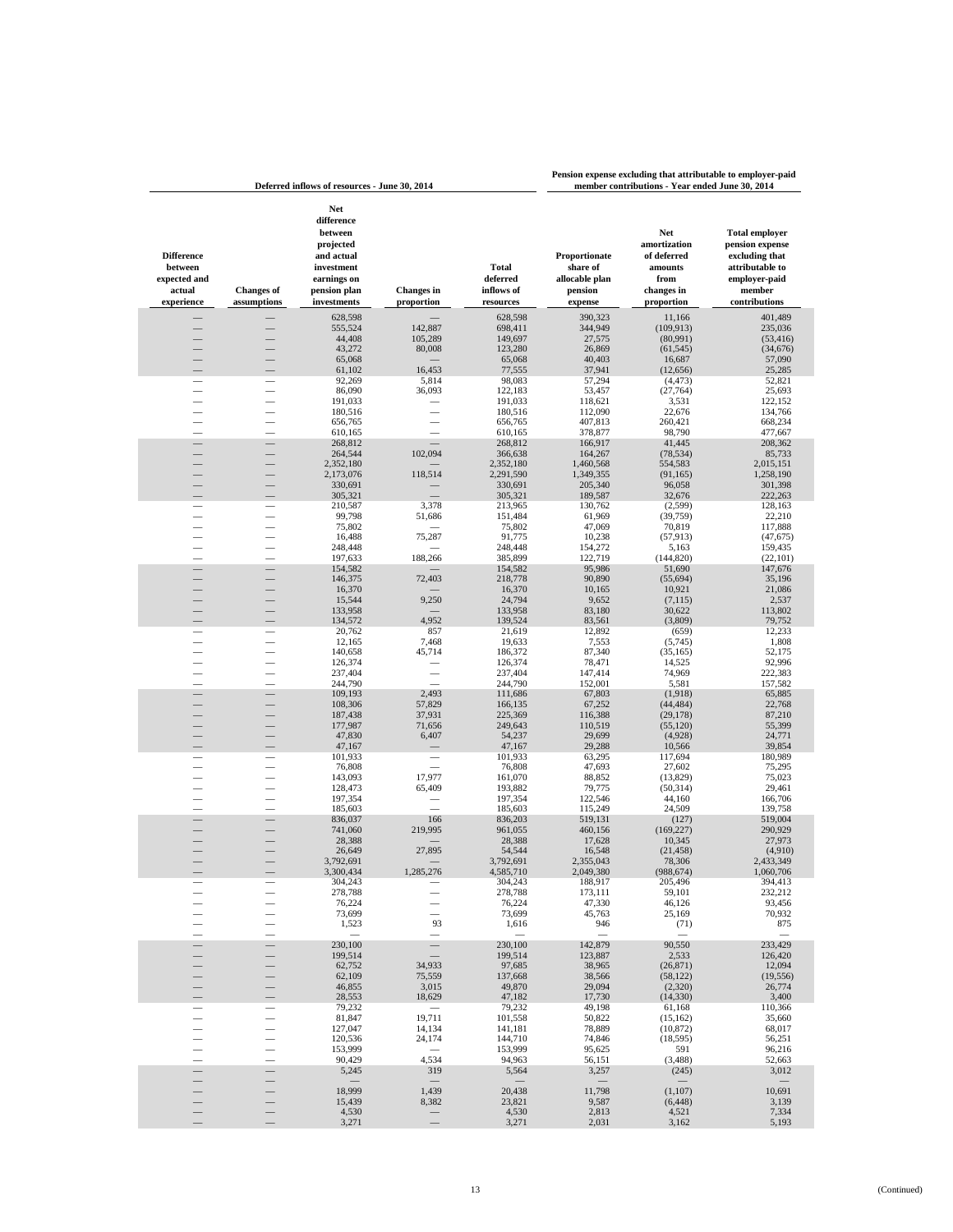| Deferred inflows of resources - June 30, 2014 | | | | | Pension expense excluding that attributable to employer-paid member contributions - Year ended June 30, 2014 | | |
|---|---|---|---|---|---|---|---|
| **Difference between expected and actual experience** | **Changes of assumptions** | **Net difference between projected and actual investment earnings on pension plan investments** | **Changes in proportion** | **Total deferred inflows of resources** | **Proportionate share of allocable plan pension expense** | **Net amortization of deferred amounts from changes in proportion** | **Total employer pension expense excluding that attributable to employer-paid member contributions** |
| — | — | 628,598 | — | 628,598 | 390,323 | 11,166 | 401,489 |
| — | — | 555,524 | 142,887 | 698,411 | 344,949 | (109,913) | 235,036 |
| — | — | 44,408 | 105,289 | 149,697 | 27,575 | (80,991) | (53,416) |
| — | — | 43,272 | 80,008 | 123,280 | 26,869 | (61,545) | (34,676) |
| — | — | 65,068 | — | 65,068 | 40,403 | 16,687 | 57,090 |
| — | — | 61,102 | 16,453 | 77,555 | 37,941 | (12,656) | 25,285 |
| — | — | 92,269 | 5,814 | 98,083 | 57,294 | (4,473) | 52,821 |
| — | — | 86,090 | 36,093 | 122,183 | 53,457 | (27,764) | 25,693 |
| — | — | 191,033 | — | 191,033 | 118,621 | 3,531 | 122,152 |
| — | — | 180,516 | — | 180,516 | 112,090 | 22,676 | 134,766 |
| — | — | 656,765 | — | 656,765 | 407,813 | 260,421 | 668,234 |
| — | — | 610,165 | — | 610,165 | 378,877 | 98,790 | 477,667 |
| — | — | 268,812 | — | 268,812 | 166,917 | 41,445 | 208,362 |
| — | — | 264,544 | 102,094 | 366,638 | 164,267 | (78,534) | 85,733 |
| — | — | 2,352,180 | — | 2,352,180 | 1,460,568 | 554,583 | 2,015,151 |
| — | — | 2,173,076 | 118,514 | 2,291,590 | 1,349,355 | (91,165) | 1,258,190 |
| — | — | 330,691 | — | 330,691 | 205,340 | 96,058 | 301,398 |
| — | — | 305,321 | — | 305,321 | 189,587 | 32,676 | 222,263 |
| — | — | 210,587 | 3,378 | 213,965 | 130,762 | (2,599) | 128,163 |
| — | — | 99,798 | 51,686 | 151,484 | 61,969 | (39,759) | 22,210 |
| — | — | 75,802 | — | 75,802 | 47,069 | 70,819 | 117,888 |
| — | — | 16,488 | 75,287 | 91,775 | 10,238 | (57,913) | (47,675) |
| — | — | 248,448 | — | 248,448 | 154,272 | 5,163 | 159,435 |
| — | — | 197,633 | 188,266 | 385,899 | 122,719 | (144,820) | (22,101) |
| — | — | 154,582 | — | 154,582 | 95,986 | 51,690 | 147,676 |
| — | — | 146,375 | 72,403 | 218,778 | 90,890 | (55,694) | 35,196 |
| — | — | 16,370 | — | 16,370 | 10,165 | 10,921 | 21,086 |
| — | — | 15,544 | 9,250 | 24,794 | 9,652 | (7,115) | 2,537 |
| — | — | 133,958 | — | 133,958 | 83,180 | 30,622 | 113,802 |
| — | — | 134,572 | 4,952 | 139,524 | 83,561 | (3,809) | 79,752 |
| — | — | 20,762 | 857 | 21,619 | 12,892 | (659) | 12,233 |
| — | — | 12,165 | 7,468 | 19,633 | 7,553 | (5,745) | 1,808 |
| — | — | 140,658 | 45,714 | 186,372 | 87,340 | (35,165) | 52,175 |
| — | — | 126,374 | — | 126,374 | 78,471 | 14,525 | 92,996 |
| — | — | 237,404 | — | 237,404 | 147,414 | 74,969 | 222,383 |
| — | — | 244,790 | — | 244,790 | 152,001 | 5,581 | 157,582 |
| — | — | 109,193 | 2,493 | 111,686 | 67,803 | (1,918) | 65,885 |
| — | — | 108,306 | 57,829 | 166,135 | 67,252 | (44,484) | 22,768 |
| — | — | 187,438 | 37,931 | 225,369 | 116,388 | (29,178) | 87,210 |
| — | — | 177,987 | 71,656 | 249,643 | 110,519 | (55,120) | 55,399 |
| — | — | 47,830 | 6,407 | 54,237 | 29,699 | (4,928) | 24,771 |
| — | — | 47,167 | — | 47,167 | 29,288 | 10,566 | 39,854 |
| — | — | 101,933 | — | 101,933 | 63,295 | 117,694 | 180,989 |
| — | — | 76,808 | — | 76,808 | 47,693 | 27,602 | 75,295 |
| — | — | 143,093 | 17,977 | 161,070 | 88,852 | (13,829) | 75,023 |
| — | — | 128,473 | 65,409 | 193,882 | 79,775 | (50,314) | 29,461 |
| — | — | 197,354 | — | 197,354 | 122,546 | 44,160 | 166,706 |
| — | — | 185,603 | — | 185,603 | 115,249 | 24,509 | 139,758 |
| — | — | 836,037 | 166 | 836,203 | 519,131 | (127) | 519,004 |
| — | — | 741,060 | 219,995 | 961,055 | 460,156 | (169,227) | 290,929 |
| — | — | 28,388 | — | 28,388 | 17,628 | 10,345 | 27,973 |
| — | — | 26,649 | 27,895 | 54,544 | 16,548 | (21,458) | (4,910) |
| — | — | 3,792,691 | — | 3,792,691 | 2,355,043 | 78,306 | 2,433,349 |
| — | — | 3,300,434 | 1,285,276 | 4,585,710 | 2,049,380 | (988,674) | 1,060,706 |
| — | — | 304,243 | — | 304,243 | 188,917 | 205,496 | 394,413 |
| — | — | 278,788 | — | 278,788 | 173,111 | 59,101 | 232,212 |
| — | — | 76,224 | — | 76,224 | 47,330 | 46,126 | 93,456 |
| — | — | 73,699 | — | 73,699 | 45,763 | 25,169 | 70,932 |
| — | — | 1,523 | 93 | 1,616 | 946 | (71) | 875 |
| — | — | — | — | — | — | — | — |
| — | — | 230,100 | — | 230,100 | 142,879 | 90,550 | 233,429 |
| — | — | 199,514 | — | 199,514 | 123,887 | 2,533 | 126,420 |
| — | — | 62,752 | 34,933 | 97,685 | 38,965 | (26,871) | 12,094 |
| — | — | 62,109 | 75,559 | 137,668 | 38,566 | (58,122) | (19,556) |
| — | — | 46,855 | 3,015 | 49,870 | 29,094 | (2,320) | 26,774 |
| — | — | 28,553 | 18,629 | 47,182 | 17,730 | (14,330) | 3,400 |
| — | — | 79,232 | — | 79,232 | 49,198 | 61,168 | 110,366 |
| — | — | 81,847 | 19,711 | 101,558 | 50,822 | (15,162) | 35,660 |
| — | — | 127,047 | 14,134 | 141,181 | 78,889 | (10,872) | 68,017 |
| — | — | 120,536 | 24,174 | 144,710 | 74,846 | (18,595) | 56,251 |
| — | — | 153,999 | — | 153,999 | 95,625 | 591 | 96,216 |
| — | — | 90,429 | 4,534 | 94,963 | 56,151 | (3,488) | 52,663 |
| — | — | 5,245 | 319 | 5,564 | 3,257 | (245) | 3,012 |
| — | — | — | — | — | — | — | — |
| — | — | 18,999 | 1,439 | 20,438 | 11,798 | (1,107) | 10,691 |
| — | — | 15,439 | 8,382 | 23,821 | 9,587 | (6,448) | 3,139 |
| — | — | 4,530 | — | 4,530 | 2,813 | 4,521 | 7,334 |
| — | — | 3,271 | — | 3,271 | 2,031 | 3,162 | 5,193 |

(Continued)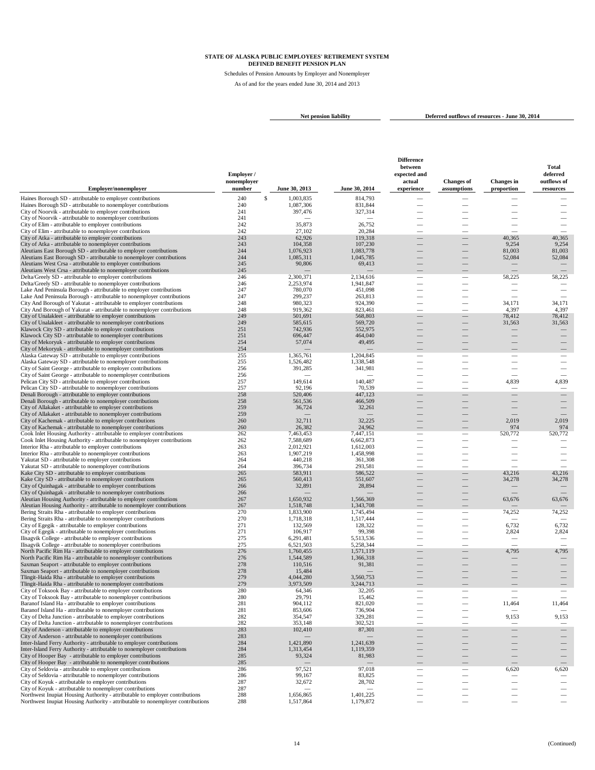**STATE OF ALASKA PUBLIC EMPLOYEES' RETIREMENT SYSTEM**
**DEFINED BENEFIT PENSION PLAN**

Schedules of Pension Amounts by Employer and Nonemployer

As of and for the years ended June 30, 2014 and 2013

| Employer/nonemployer | Employer / nonemployer number | Net pension liability June 30, 2013 | Net pension liability June 30, 2014 | Deferred outflows of resources - June 30, 2014 Difference between expected and actual experience | Changes of assumptions | Changes in proportion | Total deferred outflows of resources |
|---|---|---|---|---|---|---|---|
| Haines Borough SD - attributable to employer contributions | 240 | $ 1,003,835 | 814,793 | — | — | — | — |
| Haines Borough SD - attributable to nonemployer contributions | 240 | 1,087,306 | 831,844 | — | — | — | — |
| City of Noorvik - attributable to employer contributions | 241 | 397,476 | 327,314 | — | — | — | — |
| City of Noorvik - attributable to nonemployer contributions | 241 | — | — | — | — | — | — |
| City of Elim - attributable to employer contributions | 242 | 35,873 | 26,752 | — | — | — | — |
| City of Elim - attributable to nonemployer contributions | 242 | 27,102 | 20,284 | — | — | — | — |
| City of Atka - attributable to employer contributions | 243 | 62,926 | 119,318 | — | — | 40,365 | 40,365 |
| City of Atka - attributable to nonemployer contributions | 243 | 104,358 | 107,230 | — | — | 9,254 | 9,254 |
| Aleutians East Borough SD - attributable to employer contributions | 244 | 1,076,923 | 1,083,778 | — | — | 81,003 | 81,003 |
| Aleutians East Borough SD - attributable to nonemployer contributions | 244 | 1,085,311 | 1,045,785 | — | — | 52,084 | 52,084 |
| Aleutians West Crsa - attributable to employer contributions | 245 | 90,806 | 69,413 | — | — | — | — |
| Aleutians West Crsa - attributable to nonemployer contributions | 245 | — | — | — | — | — | — |
| Delta/Greely SD - attributable to employer contributions | 246 | 2,300,371 | 2,134,616 | — | — | 58,225 | 58,225 |
| Delta/Greely SD - attributable to nonemployer contributions | 246 | 2,253,974 | 1,941,847 | — | — | — | — |
| Lake And Peninsula Borough - attributable to employer contributions | 247 | 780,070 | 451,098 | — | — | — | — |
| Lake And Peninsula Borough - attributable to nonemployer contributions | 247 | 299,237 | 263,813 | — | — | — | — |
| City And Borough of Yakutat - attributable to employer contributions | 248 | 980,323 | 924,390 | — | — | 34,171 | 34,171 |
| City And Borough of Yakutat - attributable to nonemployer contributions | 248 | 919,362 | 823,461 | — | — | 4,397 | 4,397 |
| City of Unalakleet - attributable to employer contributions | 249 | 501,691 | 568,803 | — | — | 78,412 | 78,412 |
| City of Unalakleet - attributable to nonemployer contributions | 249 | 585,615 | 569,720 | — | — | 31,563 | 31,563 |
| Klawock City SD - attributable to employer contributions | 251 | 742,936 | 552,975 | — | — | — | — |
| Klawock City SD - attributable to nonemployer contributions | 251 | 696,447 | 464,040 | — | — | — | — |
| City of Mekoryuk - attributable to employer contributions | 254 | 57,074 | 49,495 | — | — | — | — |
| City of Mekoryuk - attributable to nonemployer contributions | 254 | — | — | — | — | — | — |
| Alaska Gateway SD - attributable to employer contributions | 255 | 1,365,761 | 1,204,845 | — | — | — | — |
| Alaska Gateway SD - attributable to nonemployer contributions | 255 | 1,526,482 | 1,338,548 | — | — | — | — |
| City of Saint George - attributable to employer contributions | 256 | 391,285 | 341,981 | — | — | — | — |
| City of Saint George - attributable to nonemployer contributions | 256 | — | — | — | — | — | — |
| Pelican City SD - attributable to employer contributions | 257 | 149,614 | 140,487 | — | — | 4,839 | 4,839 |
| Pelican City SD - attributable to nonemployer contributions | 257 | 92,196 | 70,539 | — | — | — | — |
| Denali Borough - attributable to employer contributions | 258 | 520,406 | 447,123 | — | — | — | — |
| Denali Borough - attributable to nonemployer contributions | 258 | 561,536 | 466,509 | — | — | — | — |
| City of Allakaket - attributable to employer contributions | 259 | 36,724 | 32,261 | — | — | — | — |
| City of Allakaket - attributable to nonemployer contributions | 259 | — | — | — | — | — | — |
| City of Kachemak - attributable to employer contributions | 260 | 32,711 | 32,225 | — | — | 2,019 | 2,019 |
| City of Kachemak - attributable to nonemployer contributions | 260 | 26,382 | 24,962 | — | — | 974 | 974 |
| Cook Inlet Housing Authority - attributable to employer contributions | 262 | 7,463,453 | 7,447,151 | — | — | 520,772 | 520,772 |
| Cook Inlet Housing Authority - attributable to nonemployer contributions | 262 | 7,588,689 | 6,662,873 | — | — | — | — |
| Interior Rha - attributable to employer contributions | 263 | 2,012,921 | 1,612,003 | — | — | — | — |
| Interior Rha - attributable to nonemployer contributions | 263 | 1,907,219 | 1,458,998 | — | — | — | — |
| Yakutat SD - attributable to employer contributions | 264 | 440,218 | 361,308 | — | — | — | — |
| Yakutat SD - attributable to nonemployer contributions | 264 | 396,734 | 293,581 | — | — | — | — |
| Kake City SD - attributable to employer contributions | 265 | 583,911 | 586,522 | — | — | 43,216 | 43,216 |
| Kake City SD - attributable to nonemployer contributions | 265 | 560,413 | 551,607 | — | — | 34,278 | 34,278 |
| City of Quinhagak - attributable to employer contributions | 266 | 32,891 | 28,894 | — | — | — | — |
| City of Quinhagak - attributable to nonemployer contributions | 266 | — | — | — | — | — | — |
| Aleutian Housing Authority - attributable to employer contributions | 267 | 1,650,932 | 1,566,369 | — | — | 63,676 | 63,676 |
| Aleutian Housing Authority - attributable to nonemployer contributions | 267 | 1,518,748 | 1,343,708 | — | — | — | — |
| Bering Straits Rha - attributable to employer contributions | 270 | 1,833,900 | 1,745,494 | — | — | 74,252 | 74,252 |
| Bering Straits Rha - attributable to nonemployer contributions | 270 | 1,718,318 | 1,517,444 | — | — | — | — |
| City of Egegik - attributable to employer contributions | 271 | 132,569 | 128,322 | — | — | 6,732 | 6,732 |
| City of Egegik - attributable to nonemployer contributions | 271 | 106,917 | 99,398 | — | — | 2,824 | 2,824 |
| Ilisagvik College - attributable to employer contributions | 275 | 6,291,481 | 5,513,536 | — | — | — | — |
| Ilisagvik College - attributable to nonemployer contributions | 275 | 6,521,503 | 5,258,344 | — | — | — | — |
| North Pacific Rim Ha - attributable to employer contributions | 276 | 1,760,455 | 1,571,119 | — | — | 4,795 | 4,795 |
| North Pacific Rim Ha - attributable to nonemployer contributions | 276 | 1,544,589 | 1,366,318 | — | — | — | — |
| Saxman Seaport - attributable to employer contributions | 278 | 110,516 | 91,381 | — | — | — | — |
| Saxman Seaport - attributable to nonemployer contributions | 278 | 15,484 | — | — | — | — | — |
| Tlingit-Haida Rha - attributable to employer contributions | 279 | 4,044,280 | 3,560,753 | — | — | — | — |
| Tlingit-Haida Rha - attributable to nonemployer contributions | 279 | 3,973,509 | 3,244,713 | — | — | — | — |
| City of Toksook Bay - attributable to employer contributions | 280 | 64,346 | 32,205 | — | — | — | — |
| City of Toksook Bay - attributable to nonemployer contributions | 280 | 29,791 | 15,462 | — | — | — | — |
| Baranof Island Ha - attributable to employer contributions | 281 | 904,112 | 821,020 | — | — | 11,464 | 11,464 |
| Baranof Island Ha - attributable to nonemployer contributions | 281 | 853,606 | 736,904 | — | — | — | — |
| City of Delta Junction - attributable to employer contributions | 282 | 354,547 | 329,281 | — | — | 9,153 | 9,153 |
| City of Delta Junction - attributable to nonemployer contributions | 282 | 353,148 | 302,521 | — | — | — | — |
| City of Anderson - attributable to employer contributions | 283 | 102,410 | 87,301 | — | — | — | — |
| City of Anderson - attributable to nonemployer contributions | 283 | — | — | — | — | — | — |
| Inter-Island Ferry Authority - attributable to employer contributions | 284 | 1,421,890 | 1,241,639 | — | — | — | — |
| Inter-Island Ferry Authority - attributable to nonemployer contributions | 284 | 1,313,454 | 1,119,359 | — | — | — | — |
| City of Hooper Bay - attributable to employer contributions | 285 | 93,324 | 81,983 | — | — | — | — |
| City of Hooper Bay - attributable to nonemployer contributions | 285 | — | — | — | — | — | — |
| City of Seldovia - attributable to employer contributions | 286 | 97,521 | 97,018 | — | — | 6,620 | 6,620 |
| City of Seldovia - attributable to nonemployer contributions | 286 | 99,167 | 83,825 | — | — | — | — |
| City of Koyuk - attributable to employer contributions | 287 | 32,672 | 28,702 | — | — | — | — |
| City of Koyuk - attributable to nonemployer contributions | 287 | — | — | — | — | — | — |
| Northwest Inupiat Housing Authority - attributable to employer contributions | 288 | 1,656,865 | 1,401,225 | — | — | — | — |
| Northwest Inupiat Housing Authority - attributable to nonemployer contributions | 288 | 1,517,864 | 1,179,872 | — | — | — | — |

(Continued)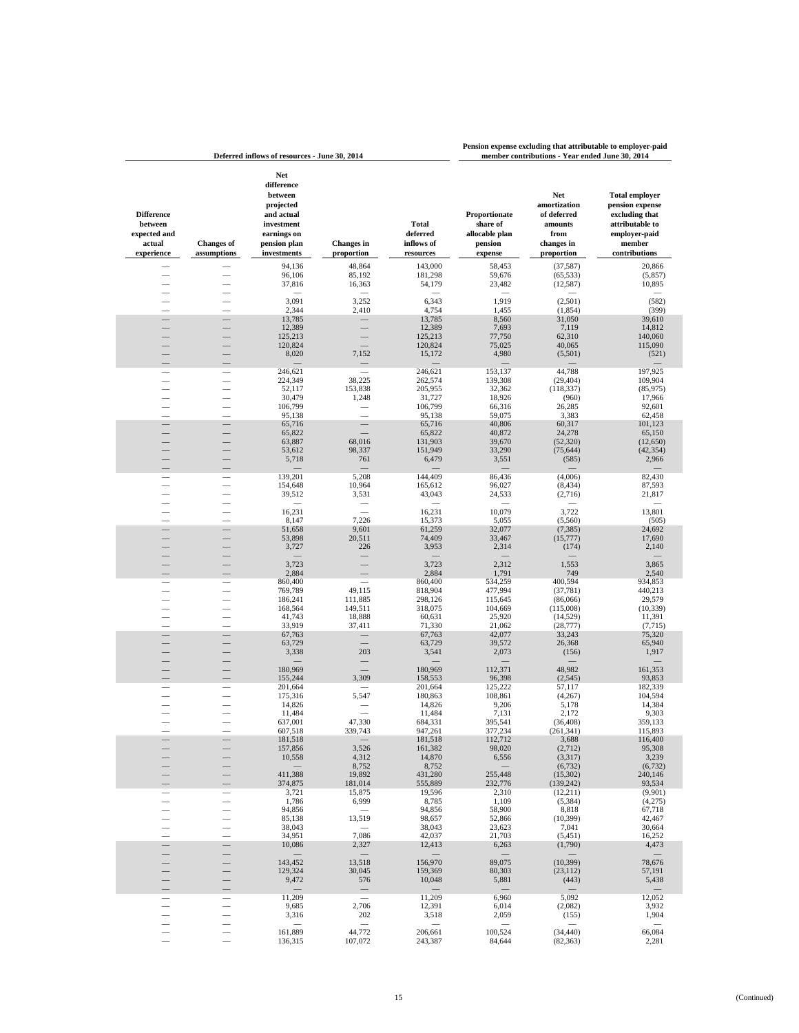| Deferred inflows of resources - June 30, 2014 | | | | | Pension expense excluding that attributable to employer-paid member contributions - Year ended June 30, 2014 | | |
|---|---|---|---|---|---|---|---|
| Difference between expected and actual experience | Changes of assumptions | Net difference between projected and actual investment earnings on pension plan investments | Changes in proportion | Total deferred inflows of resources | Proportionate share of allocable plan pension expense | Net amortization of deferred amounts from changes in proportion | Total employer pension expense excluding that attributable to employer-paid member contributions |
| — | — | 94,136 | 48,864 | 143,000 | 58,453 | (37,587) | 20,866 |
| — | — | 96,106 | 85,192 | 181,298 | 59,676 | (65,533) | (5,857) |
| — | — | 37,816 | 16,363 | 54,179 | 23,482 | (12,587) | 10,895 |
| — | — | — | — | — | — | — | — |
| — | — | 3,091 | 3,252 | 6,343 | 1,919 | (2,501) | (582) |
| — | — | 2,344 | 2,410 | 4,754 | 1,455 | (1,854) | (399) |
| — | — | 13,785 | — | 13,785 | 8,560 | 31,050 | 39,610 |
| — | — | 12,389 | — | 12,389 | 7,693 | 7,119 | 14,812 |
| — | — | 125,213 | — | 125,213 | 77,750 | 62,310 | 140,060 |
| — | — | 120,824 | — | 120,824 | 75,025 | 40,065 | 115,090 |
| — | — | 8,020 | 7,152 | 15,172 | 4,980 | (5,501) | (521) |
| — | — | — | — | — | — | — | — |
| — | — | 246,621 | — | 246,621 | 153,137 | 44,788 | 197,925 |
| — | — | 224,349 | 38,225 | 262,574 | 139,308 | (29,404) | 109,904 |
| — | — | 52,117 | 153,838 | 205,955 | 32,362 | (118,337) | (85,975) |
| — | — | 30,479 | 1,248 | 31,727 | 18,926 | (960) | 17,966 |
| — | — | 106,799 | — | 106,799 | 66,316 | 26,285 | 92,601 |
| — | — | 95,138 | — | 95,138 | 59,075 | 3,383 | 62,458 |
| — | — | 65,716 | — | 65,716 | 40,806 | 60,317 | 101,123 |
| — | — | 65,822 | — | 65,822 | 40,872 | 24,278 | 65,150 |
| — | — | 63,887 | 68,016 | 131,903 | 39,670 | (52,320) | (12,650) |
| — | — | 53,612 | 98,337 | 151,949 | 33,290 | (75,644) | (42,354) |
| — | — | 5,718 | 761 | 6,479 | 3,551 | (585) | 2,966 |
| — | — | — | — | — | — | — | — |
| — | — | 139,201 | 5,208 | 144,409 | 86,436 | (4,006) | 82,430 |
| — | — | 154,648 | 10,964 | 165,612 | 96,027 | (8,434) | 87,593 |
| — | — | 39,512 | 3,531 | 43,043 | 24,533 | (2,716) | 21,817 |
| — | — | — | — | — | — | — | — |
| — | — | 16,231 | — | 16,231 | 10,079 | 3,722 | 13,801 |
| — | — | 8,147 | 7,226 | 15,373 | 5,055 | (5,560) | (505) |
| — | — | 51,658 | 9,601 | 61,259 | 32,077 | (7,385) | 24,692 |
| — | — | 53,898 | 20,511 | 74,409 | 33,467 | (15,777) | 17,690 |
| — | — | 3,727 | 226 | 3,953 | 2,314 | (174) | 2,140 |
| — | — | — | — | — | — | — | — |
| — | — | 3,723 | — | 3,723 | 2,312 | 1,553 | 3,865 |
| — | — | 2,884 | — | 2,884 | 1,791 | 749 | 2,540 |
| — | — | 860,400 | — | 860,400 | 534,259 | 400,594 | 934,853 |
| — | — | 769,789 | 49,115 | 818,904 | 477,994 | (37,781) | 440,213 |
| — | — | 186,241 | 111,885 | 298,126 | 115,645 | (86,066) | 29,579 |
| — | — | 168,564 | 149,511 | 318,075 | 104,669 | (115,008) | (10,339) |
| — | — | 41,743 | 18,888 | 60,631 | 25,920 | (14,529) | 11,391 |
| — | — | 33,919 | 37,411 | 71,330 | 21,062 | (28,777) | (7,715) |
| — | — | 67,763 | — | 67,763 | 42,077 | 33,243 | 75,320 |
| — | — | 63,729 | — | 63,729 | 39,572 | 26,368 | 65,940 |
| — | — | 3,338 | 203 | 3,541 | 2,073 | (156) | 1,917 |
| — | — | — | — | — | — | — | — |
| — | — | 180,969 | — | 180,969 | 112,371 | 48,982 | 161,353 |
| — | — | 155,244 | 3,309 | 158,553 | 96,398 | (2,545) | 93,853 |
| — | — | 201,664 | — | 201,664 | 125,222 | 57,117 | 182,339 |
| — | — | 175,316 | 5,547 | 180,863 | 108,861 | (4,267) | 104,594 |
| — | — | 14,826 | — | 14,826 | 9,206 | 5,178 | 14,384 |
| — | — | 11,484 | — | 11,484 | 7,131 | 2,172 | 9,303 |
| — | — | 637,001 | 47,330 | 684,331 | 395,541 | (36,408) | 359,133 |
| — | — | 607,518 | 339,743 | 947,261 | 377,234 | (261,341) | 115,893 |
| — | — | 181,518 | — | 181,518 | 112,712 | 3,688 | 116,400 |
| — | — | 157,856 | 3,526 | 161,382 | 98,020 | (2,712) | 95,308 |
| — | — | 10,558 | 4,312 | 14,870 | 6,556 | (3,317) | 3,239 |
| — | — | — | 8,752 | 8,752 | — | (6,732) | (6,732) |
| — | — | 411,388 | 19,892 | 431,280 | 255,448 | (15,302) | 240,146 |
| — | — | 374,875 | 181,014 | 555,889 | 232,776 | (139,242) | 93,534 |
| — | — | 3,721 | 15,875 | 19,596 | 2,310 | (12,211) | (9,901) |
| — | — | 1,786 | 6,999 | 8,785 | 1,109 | (5,384) | (4,275) |
| — | — | 94,856 | — | 94,856 | 58,900 | 8,818 | 67,718 |
| — | — | 85,138 | 13,519 | 98,657 | 52,866 | (10,399) | 42,467 |
| — | — | 38,043 | — | 38,043 | 23,623 | 7,041 | 30,664 |
| — | — | 34,951 | 7,086 | 42,037 | 21,703 | (5,451) | 16,252 |
| — | — | 10,086 | 2,327 | 12,413 | 6,263 | (1,790) | 4,473 |
| — | — | — | — | — | — | — | — |
| — | — | 143,452 | 13,518 | 156,970 | 89,075 | (10,399) | 78,676 |
| — | — | 129,324 | 30,045 | 159,369 | 80,303 | (23,112) | 57,191 |
| — | — | 9,472 | 576 | 10,048 | 5,881 | (443) | 5,438 |
| — | — | — | — | — | — | — | — |
| — | — | 11,209 | — | 11,209 | 6,960 | 5,092 | 12,052 |
| — | — | 9,685 | 2,706 | 12,391 | 6,014 | (2,082) | 3,932 |
| — | — | 3,316 | 202 | 3,518 | 2,059 | (155) | 1,904 |
| — | — | — | — | — | — | — | — |
| — | — | 161,889 | 44,772 | 206,661 | 100,524 | (34,440) | 66,084 |
| — | — | 136,315 | 107,072 | 243,387 | 84,644 | (82,363) | 2,281 |

(Continued)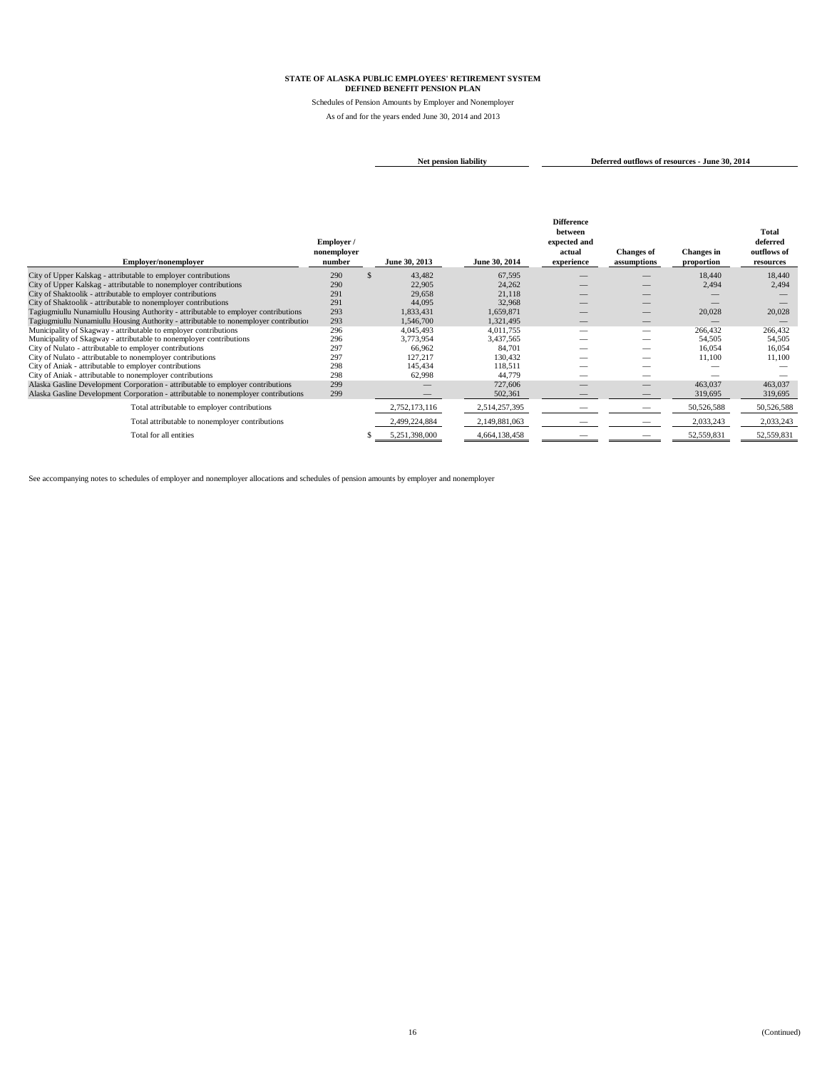**STATE OF ALASKA PUBLIC EMPLOYEES' RETIREMENT SYSTEM**
**DEFINED BENEFIT PENSION PLAN**

Schedules of Pension Amounts by Employer and Nonemployer

As of and for the years ended June 30, 2014 and 2013

| Employer/nonemployer | Employer / nonemployer number | Net pension liability | | Deferred outflows of resources - June 30, 2014 | | | |
|---|---|---|---|---|---|---|---|
| | | June 30, 2013 | June 30, 2014 | Difference between expected and actual experience | Changes of assumptions | Changes in proportion | Total deferred outflows of resources |
| City of Upper Kalskag - attributable to employer contributions | 290 | $ 43,482 | 67,595 | — | — | 18,440 | 18,440 |
| City of Upper Kalskag - attributable to nonemployer contributions | 290 | 22,905 | 24,262 | — | — | 2,494 | 2,494 |
| City of Shaktoolik - attributable to employer contributions | 291 | 29,658 | 21,118 | — | — | — | — |
| City of Shaktoolik - attributable to nonemployer contributions | 291 | 44,095 | 32,968 | — | — | — | — |
| Tagiugmiullu Nunamiullu Housing Authority - attributable to employer contributions | 293 | 1,833,431 | 1,659,871 | — | — | 20,028 | 20,028 |
| Tagiugmiullu Nunamiullu Housing Authority - attributable to nonemployer contributions | 293 | 1,546,700 | 1,321,495 | — | — | — | — |
| Municipality of Skagway - attributable to employer contributions | 296 | 4,045,493 | 4,011,755 | — | — | 266,432 | 266,432 |
| Municipality of Skagway - attributable to nonemployer contributions | 296 | 3,773,954 | 3,437,565 | — | — | 54,505 | 54,505 |
| City of Nulato - attributable to employer contributions | 297 | 66,962 | 84,701 | — | — | 16,054 | 16,054 |
| City of Nulato - attributable to nonemployer contributions | 297 | 127,217 | 130,432 | — | — | 11,100 | 11,100 |
| City of Aniak - attributable to employer contributions | 298 | 145,434 | 118,511 | — | — | — | — |
| City of Aniak - attributable to nonemployer contributions | 298 | 62,998 | 44,779 | — | — | — | — |
| Alaska Gasline Development Corporation - attributable to employer contributions | 299 | — | 727,606 | — | — | 463,037 | 463,037 |
| Alaska Gasline Development Corporation - attributable to nonemployer contributions | 299 | — | 502,361 | — | — | 319,695 | 319,695 |
| Total attributable to employer contributions | | 2,752,173,116 | 2,514,257,395 | — | — | 50,526,588 | 50,526,588 |
| Total attributable to nonemployer contributions | | 2,499,224,884 | 2,149,881,063 | — | — | 2,033,243 | 2,033,243 |
| Total for all entities | | $ 5,251,398,000 | 4,664,138,458 | — | — | 52,559,831 | 52,559,831 |

See accompanying notes to schedules of employer and nonemployer allocations and schedules of pension amounts by employer and nonemployer

(Continued)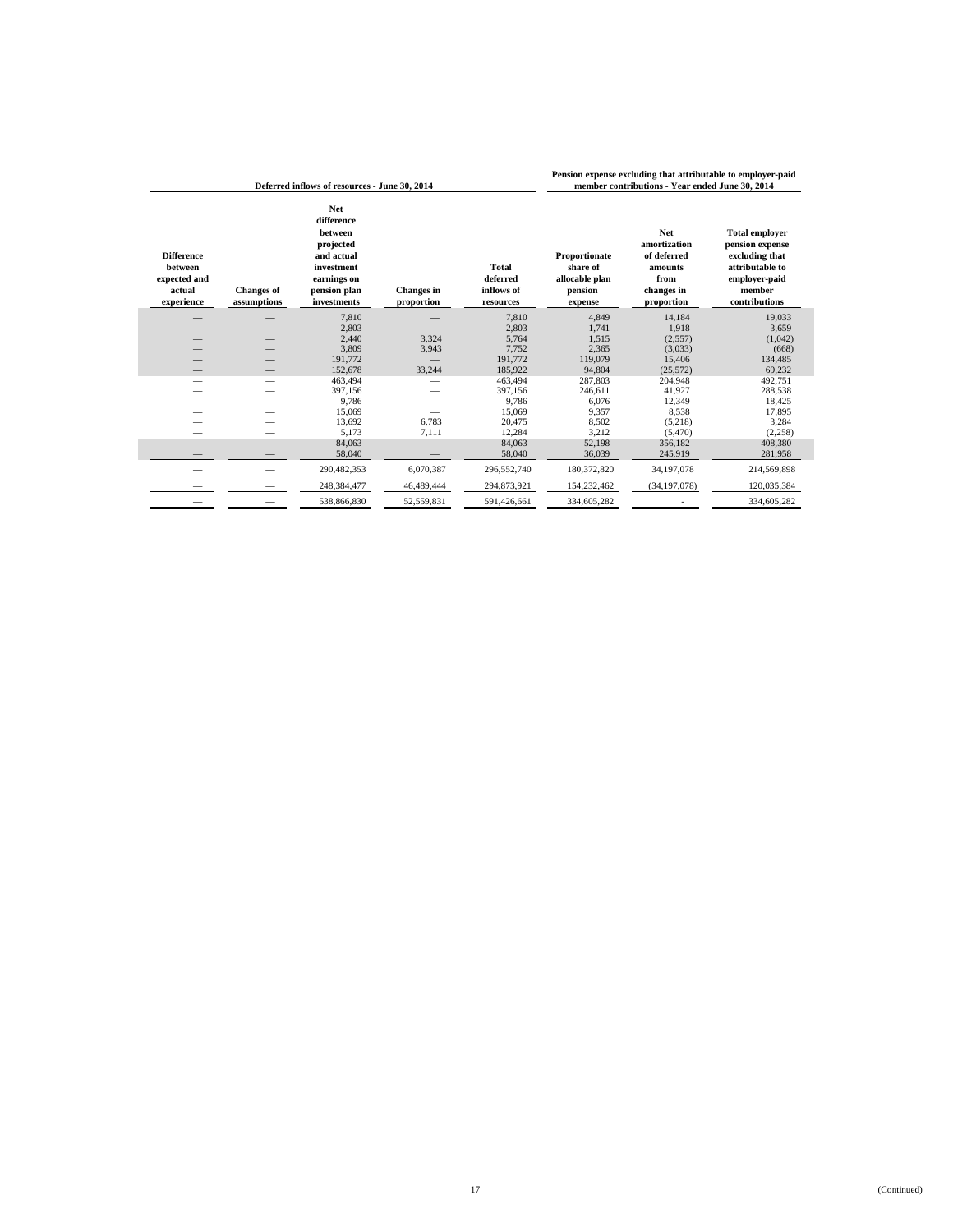| Deferred inflows of resources - June 30, 2014 | | | | | Pension expense excluding that attributable to employer-paid member contributions - Year ended June 30, 2014 | | |
|---|---|---|---|---|---|---|---|
| Difference between expected and actual experience | Changes of assumptions | Net difference between projected and actual investment earnings on pension plan investments | Changes in proportion | Total deferred inflows of resources | Proportionate share of allocable plan pension expense | Net amortization of deferred amounts from changes in proportion | Total employer pension expense excluding that attributable to employer-paid member contributions |
| — | — | 7,810 | — | 7,810 | 4,849 | 14,184 | 19,033 |
| — | — | 2,803 | — | 2,803 | 1,741 | 1,918 | 3,659 |
| — | — | 2,440 | 3,324 | 5,764 | 1,515 | (2,557) | (1,042) |
| — | — | 3,809 | 3,943 | 7,752 | 2,365 | (3,033) | (668) |
| — | — | 191,772 | — | 191,772 | 119,079 | 15,406 | 134,485 |
| — | — | 152,678 | 33,244 | 185,922 | 94,804 | (25,572) | 69,232 |
| — | — | 463,494 | — | 463,494 | 287,803 | 204,948 | 492,751 |
| — | — | 397,156 | — | 397,156 | 246,611 | 41,927 | 288,538 |
| — | — | 9,786 | — | 9,786 | 6,076 | 12,349 | 18,425 |
| — | — | 15,069 | — | 15,069 | 9,357 | 8,538 | 17,895 |
| — | — | 13,692 | 6,783 | 20,475 | 8,502 | (5,218) | 3,284 |
| — | — | 5,173 | 7,111 | 12,284 | 3,212 | (5,470) | (2,258) |
| — | — | 84,063 | — | 84,063 | 52,198 | 356,182 | 408,380 |
| — | — | 58,040 | — | 58,040 | 36,039 | 245,919 | 281,958 |
| — | — | 290,482,353 | 6,070,387 | 296,552,740 | 180,372,820 | 34,197,078 | 214,569,898 |
| — | — | 248,384,477 | 46,489,444 | 294,873,921 | 154,232,462 | (34,197,078) | 120,035,384 |
| — | — | 538,866,830 | 52,559,831 | 591,426,661 | 334,605,282 | - | 334,605,282 |

(Continued)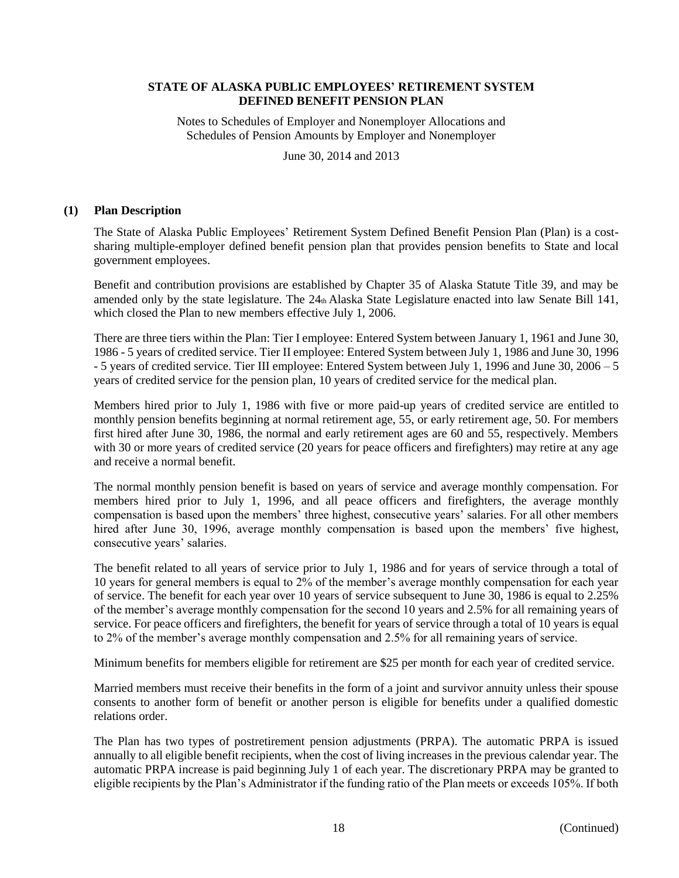# STATE OF ALASKA PUBLIC EMPLOYEES' RETIREMENT SYSTEM DEFINED BENEFIT PENSION PLAN

Notes to Schedules of Employer and Nonemployer Allocations and Schedules of Pension Amounts by Employer and Nonemployer

June 30, 2014 and 2013

## (1) Plan Description

The State of Alaska Public Employees' Retirement System Defined Benefit Pension Plan (Plan) is a cost-sharing multiple-employer defined benefit pension plan that provides pension benefits to State and local government employees.

Benefit and contribution provisions are established by Chapter 35 of Alaska Statute Title 39, and may be amended only by the state legislature. The 24th Alaska State Legislature enacted into law Senate Bill 141, which closed the Plan to new members effective July 1, 2006.

There are three tiers within the Plan: Tier I employee: Entered System between January 1, 1961 and June 30, 1986 - 5 years of credited service. Tier II employee: Entered System between July 1, 1986 and June 30, 1996 - 5 years of credited service. Tier III employee: Entered System between July 1, 1996 and June 30, 2006 – 5 years of credited service for the pension plan, 10 years of credited service for the medical plan.

Members hired prior to July 1, 1986 with five or more paid-up years of credited service are entitled to monthly pension benefits beginning at normal retirement age, 55, or early retirement age, 50. For members first hired after June 30, 1986, the normal and early retirement ages are 60 and 55, respectively. Members with 30 or more years of credited service (20 years for peace officers and firefighters) may retire at any age and receive a normal benefit.

The normal monthly pension benefit is based on years of service and average monthly compensation. For members hired prior to July 1, 1996, and all peace officers and firefighters, the average monthly compensation is based upon the members' three highest, consecutive years' salaries. For all other members hired after June 30, 1996, average monthly compensation is based upon the members' five highest, consecutive years' salaries.

The benefit related to all years of service prior to July 1, 1986 and for years of service through a total of 10 years for general members is equal to 2% of the member's average monthly compensation for each year of service. The benefit for each year over 10 years of service subsequent to June 30, 1986 is equal to 2.25% of the member's average monthly compensation for the second 10 years and 2.5% for all remaining years of service. For peace officers and firefighters, the benefit for years of service through a total of 10 years is equal to 2% of the member's average monthly compensation and 2.5% for all remaining years of service.

Minimum benefits for members eligible for retirement are $25 per month for each year of credited service.

Married members must receive their benefits in the form of a joint and survivor annuity unless their spouse consents to another form of benefit or another person is eligible for benefits under a qualified domestic relations order.

The Plan has two types of postretirement pension adjustments (PRPA). The automatic PRPA is issued annually to all eligible benefit recipients, when the cost of living increases in the previous calendar year. The automatic PRPA increase is paid beginning July 1 of each year. The discretionary PRPA may be granted to eligible recipients by the Plan's Administrator if the funding ratio of the Plan meets or exceeds 105%. If both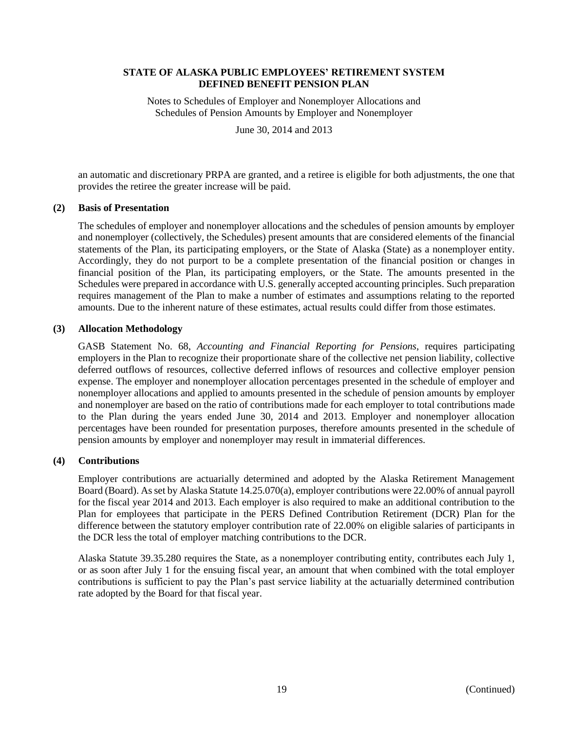an automatic and discretionary PRPA are granted, and a retiree is eligible for both adjustments, the one that provides the retiree the greater increase will be paid.

## (2) Basis of Presentation

The schedules of employer and nonemployer allocations and the schedules of pension amounts by employer and nonemployer (collectively, the Schedules) present amounts that are considered elements of the financial statements of the Plan, its participating employers, or the State of Alaska (State) as a nonemployer entity. Accordingly, they do not purport to be a complete presentation of the financial position or changes in financial position of the Plan, its participating employers, or the State. The amounts presented in the Schedules were prepared in accordance with U.S. generally accepted accounting principles. Such preparation requires management of the Plan to make a number of estimates and assumptions relating to the reported amounts. Due to the inherent nature of these estimates, actual results could differ from those estimates.

## (3) Allocation Methodology

GASB Statement No. 68, *Accounting and Financial Reporting for Pensions*, requires participating employers in the Plan to recognize their proportionate share of the collective net pension liability, collective deferred outflows of resources, collective deferred inflows of resources and collective employer pension expense. The employer and nonemployer allocation percentages presented in the schedule of employer and nonemployer allocations and applied to amounts presented in the schedule of pension amounts by employer and nonemployer are based on the ratio of contributions made for each employer to total contributions made to the Plan during the years ended June 30, 2014 and 2013. Employer and nonemployer allocation percentages have been rounded for presentation purposes, therefore amounts presented in the schedule of pension amounts by employer and nonemployer may result in immaterial differences.

## (4) Contributions

Employer contributions are actuarially determined and adopted by the Alaska Retirement Management Board (Board). As set by Alaska Statute 14.25.070(a), employer contributions were 22.00% of annual payroll for the fiscal year 2014 and 2013. Each employer is also required to make an additional contribution to the Plan for employees that participate in the PERS Defined Contribution Retirement (DCR) Plan for the difference between the statutory employer contribution rate of 22.00% on eligible salaries of participants in the DCR less the total of employer matching contributions to the DCR.

Alaska Statute 39.35.280 requires the State, as a nonemployer contributing entity, contributes each July 1, or as soon after July 1 for the ensuing fiscal year, an amount that when combined with the total employer contributions is sufficient to pay the Plan's past service liability at the actuarially determined contribution rate adopted by the Board for that fiscal year.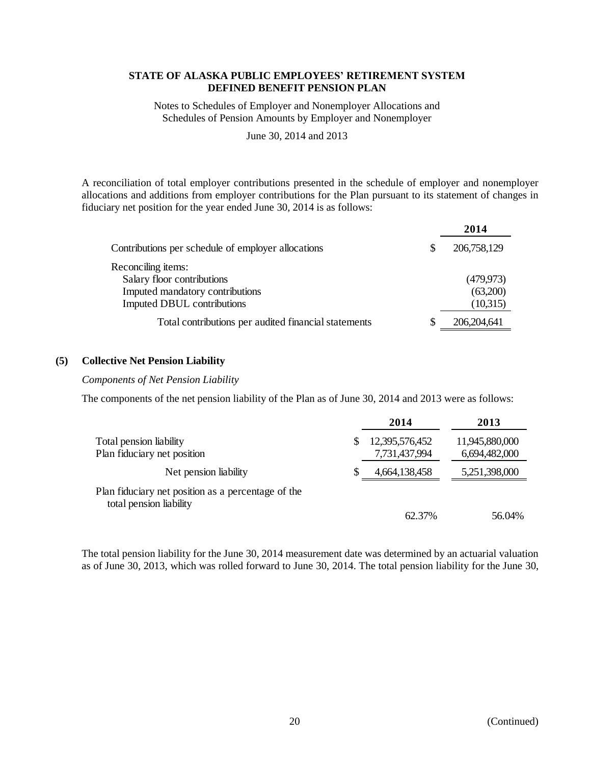**STATE OF ALASKA PUBLIC EMPLOYEES' RETIREMENT SYSTEM**
**DEFINED BENEFIT PENSION PLAN**

Notes to Schedules of Employer and Nonemployer Allocations and Schedules of Pension Amounts by Employer and Nonemployer

June 30, 2014 and 2013

A reconciliation of total employer contributions presented in the schedule of employer and nonemployer allocations and additions from employer contributions for the Plan pursuant to its statement of changes in fiduciary net position for the year ended June 30, 2014 is as follows:

| | 2014 |
|---|---|
| Contributions per schedule of employer allocations | $ 206,758,129 |
| Reconciling items: | |
| Salary floor contributions | (479,973) |
| Imputed mandatory contributions | (63,200) |
| Imputed DBUL contributions | (10,315) |
| Total contributions per audited financial statements | $ 206,204,641 |

## (5) Collective Net Pension Liability

*Components of Net Pension Liability*

The components of the net pension liability of the Plan as of June 30, 2014 and 2013 were as follows:

| | 2014 | 2013 |
|---|---|---|
| Total pension liability | $ 12,395,576,452 | 11,945,880,000 |
| Plan fiduciary net position | 7,731,437,994 | 6,694,482,000 |
| Net pension liability | $ 4,664,138,458 | 5,251,398,000 |
| Plan fiduciary net position as a percentage of the total pension liability | 62.37% | 56.04% |

The total pension liability for the June 30, 2014 measurement date was determined by an actuarial valuation as of June 30, 2013, which was rolled forward to June 30, 2014. The total pension liability for the June 30,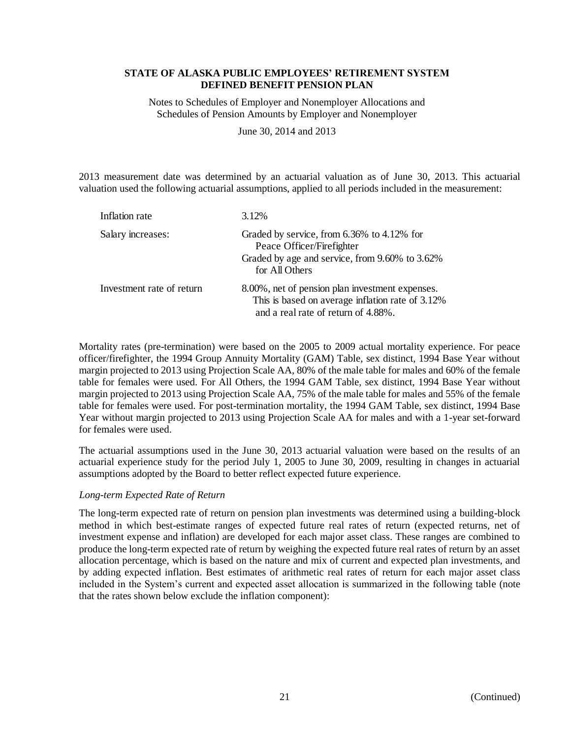2013 measurement date was determined by an actuarial valuation as of June 30, 2013. This actuarial valuation used the following actuarial assumptions, applied to all periods included in the measurement:

| | |
|---|---|
| Inflation rate | 3.12% |
| Salary increases: | Graded by service, from 6.36% to 4.12% for Peace Officer/Firefighter<br>Graded by age and service, from 9.60% to 3.62% for All Others |
| Investment rate of return | 8.00%, net of pension plan investment expenses. This is based on average inflation rate of 3.12% and a real rate of return of 4.88%. |

Mortality rates (pre-termination) were based on the 2005 to 2009 actual mortality experience. For peace officer/firefighter, the 1994 Group Annuity Mortality (GAM) Table, sex distinct, 1994 Base Year without margin projected to 2013 using Projection Scale AA, 80% of the male table for males and 60% of the female table for females were used. For All Others, the 1994 GAM Table, sex distinct, 1994 Base Year without margin projected to 2013 using Projection Scale AA, 75% of the male table for males and 55% of the female table for females were used. For post-termination mortality, the 1994 GAM Table, sex distinct, 1994 Base Year without margin projected to 2013 using Projection Scale AA for males and with a 1-year set-forward for females were used.

The actuarial assumptions used in the June 30, 2013 actuarial valuation were based on the results of an actuarial experience study for the period July 1, 2005 to June 30, 2009, resulting in changes in actuarial assumptions adopted by the Board to better reflect expected future experience.

*Long-term Expected Rate of Return*

The long-term expected rate of return on pension plan investments was determined using a building-block method in which best-estimate ranges of expected future real rates of return (expected returns, net of investment expense and inflation) are developed for each major asset class. These ranges are combined to produce the long-term expected rate of return by weighing the expected future real rates of return by an asset allocation percentage, which is based on the nature and mix of current and expected plan investments, and by adding expected inflation. Best estimates of arithmetic real rates of return for each major asset class included in the System's current and expected asset allocation is summarized in the following table (note that the rates shown below exclude the inflation component):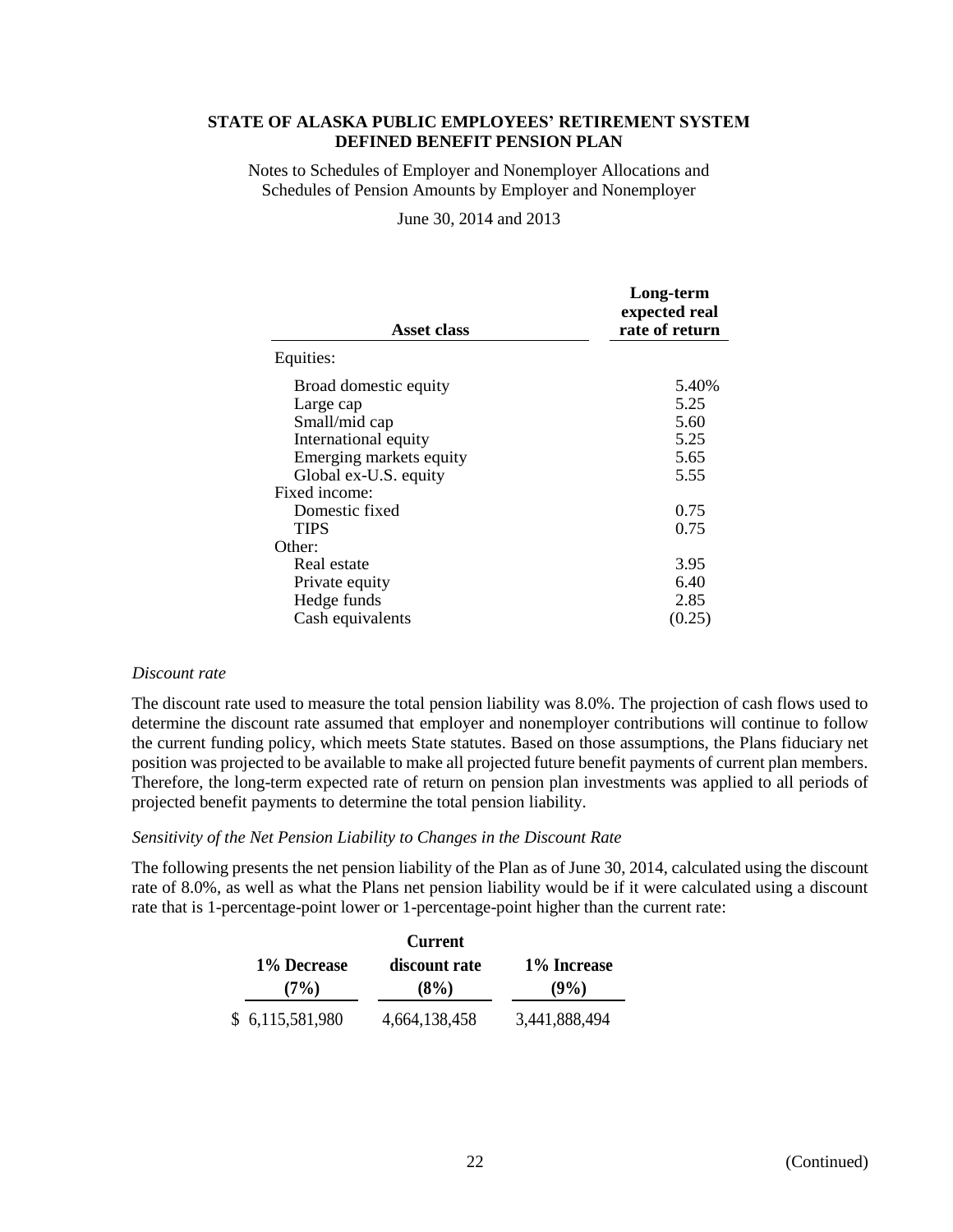**STATE OF ALASKA PUBLIC EMPLOYEES' RETIREMENT SYSTEM**
**DEFINED BENEFIT PENSION PLAN**

Notes to Schedules of Employer and Nonemployer Allocations and Schedules of Pension Amounts by Employer and Nonemployer

June 30, 2014 and 2013

| Asset class | Long-term expected real rate of return |
|---|---|
| Equities: | |
| Broad domestic equity | 5.40% |
| Large cap | 5.25 |
| Small/mid cap | 5.60 |
| International equity | 5.25 |
| Emerging markets equity | 5.65 |
| Global ex-U.S. equity | 5.55 |
| Fixed income: | |
| Domestic fixed | 0.75 |
| TIPS | 0.75 |
| Other: | |
| Real estate | 3.95 |
| Private equity | 6.40 |
| Hedge funds | 2.85 |
| Cash equivalents | (0.25) |

*Discount rate*

The discount rate used to measure the total pension liability was 8.0%. The projection of cash flows used to determine the discount rate assumed that employer and nonemployer contributions will continue to follow the current funding policy, which meets State statutes. Based on those assumptions, the Plans fiduciary net position was projected to be available to make all projected future benefit payments of current plan members. Therefore, the long-term expected rate of return on pension plan investments was applied to all periods of projected benefit payments to determine the total pension liability.

*Sensitivity of the Net Pension Liability to Changes in the Discount Rate*

The following presents the net pension liability of the Plan as of June 30, 2014, calculated using the discount rate of 8.0%, as well as what the Plans net pension liability would be if it were calculated using a discount rate that is 1-percentage-point lower or 1-percentage-point higher than the current rate:

| 1% Decrease (7%) | Current discount rate (8%) | 1% Increase (9%) |
|---|---|---|
| $ 6,115,581,980 | 4,664,138,458 | 3,441,888,494 |

(Continued)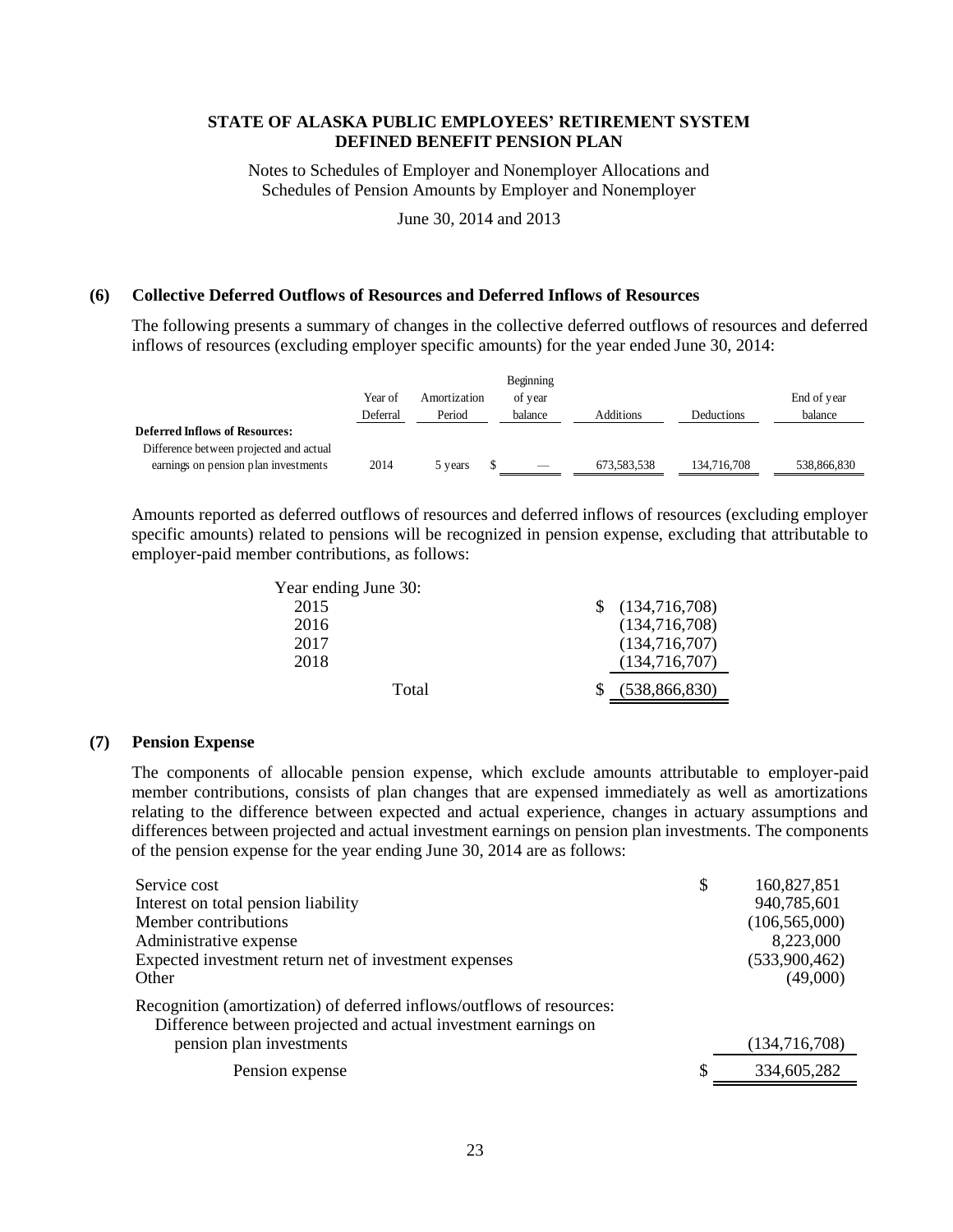**STATE OF ALASKA PUBLIC EMPLOYEES' RETIREMENT SYSTEM**
**DEFINED BENEFIT PENSION PLAN**

Notes to Schedules of Employer and Nonemployer Allocations and Schedules of Pension Amounts by Employer and Nonemployer

June 30, 2014 and 2013

## (6) Collective Deferred Outflows of Resources and Deferred Inflows of Resources

The following presents a summary of changes in the collective deferred outflows of resources and deferred inflows of resources (excluding employer specific amounts) for the year ended June 30, 2014:

| | Year of Deferral | Amortization Period | Beginning of year balance | Additions | Deductions | End of year balance |
|---|---|---|---|---|---|---|
| **Deferred Inflows of Resources:** | | | | | | |
| Difference between projected and actual earnings on pension plan investments | 2014 | 5 years | $ — | 673,583,538 | 134,716,708 | 538,866,830 |

Amounts reported as deferred outflows of resources and deferred inflows of resources (excluding employer specific amounts) related to pensions will be recognized in pension expense, excluding that attributable to employer-paid member contributions, as follows:

| Year ending June 30: | |
|---|---|
| 2015 | $ (134,716,708) |
| 2016 | (134,716,708) |
| 2017 | (134,716,707) |
| 2018 | (134,716,707) |
| Total | $ (538,866,830) |

## (7) Pension Expense

The components of allocable pension expense, which exclude amounts attributable to employer-paid member contributions, consists of plan changes that are expensed immediately as well as amortizations relating to the difference between expected and actual experience, changes in actuary assumptions and differences between projected and actual investment earnings on pension plan investments. The components of the pension expense for the year ending June 30, 2014 are as follows:

| | |
|---|---|
| Service cost | $ 160,827,851 |
| Interest on total pension liability | 940,785,601 |
| Member contributions | (106,565,000) |
| Administrative expense | 8,223,000 |
| Expected investment return net of investment expenses | (533,900,462) |
| Other | (49,000) |
| Recognition (amortization) of deferred inflows/outflows of resources: | |
| Difference between projected and actual investment earnings on pension plan investments | (134,716,708) |
| Pension expense | $ 334,605,282 |